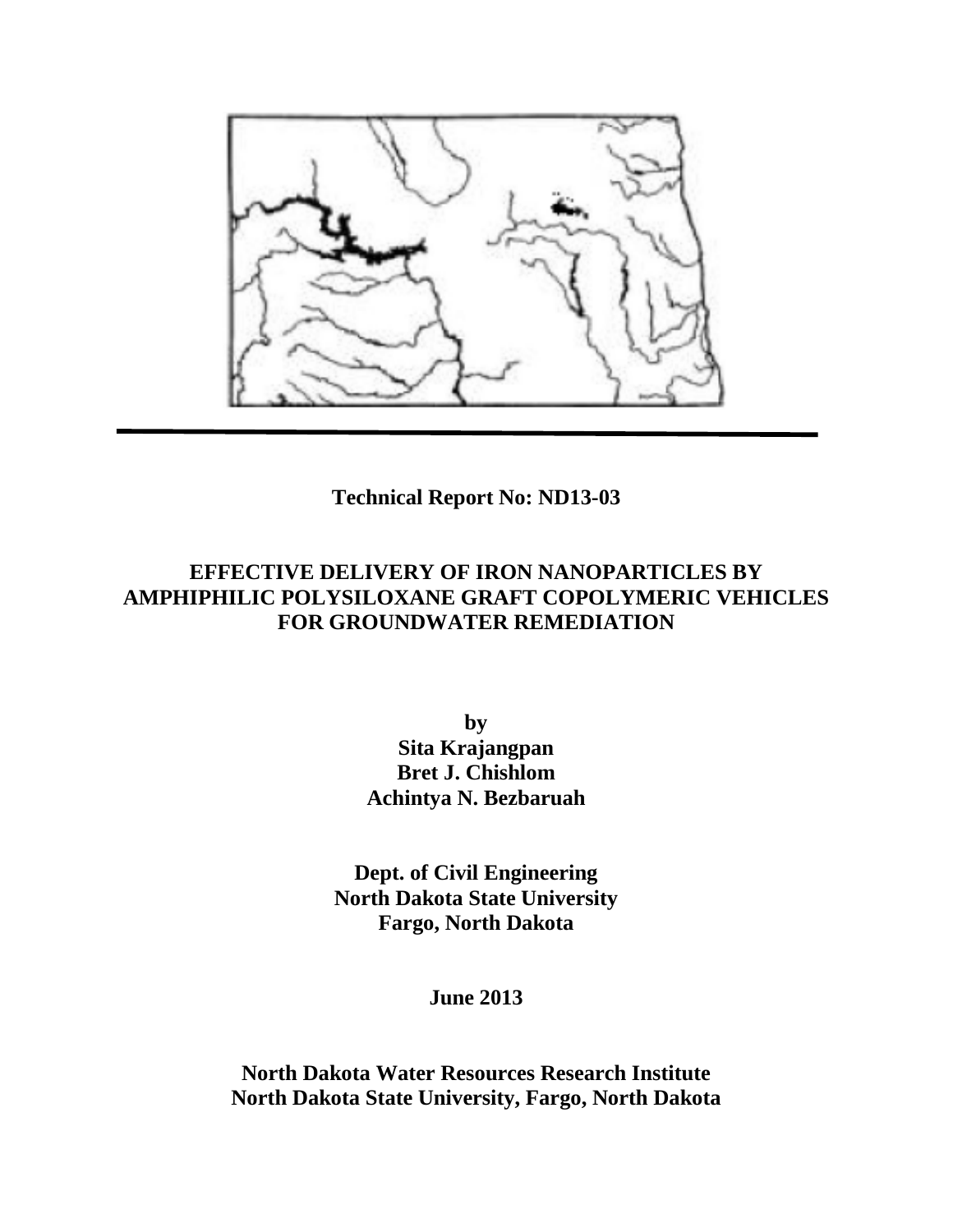**Technical Report No: ND13-03**

# EFFECTIVE DELIVERY OF IRON NANOPARTICLES BY AMPHIPHILIC POLYSILOXANE GRAFT COPOLYMERIC VEHICLES FOR GROUNDWATER REMEDIATION

**by**
**Sita Krajangpan**
**Bret J. Chishlom**
**Achintya N. Bezbaruah**

**Dept. of Civil Engineering**
**North Dakota State University**
**Fargo, North Dakota**

**June 2013**

**North Dakota Water Resources Research Institute**
**North Dakota State University, Fargo, North Dakota**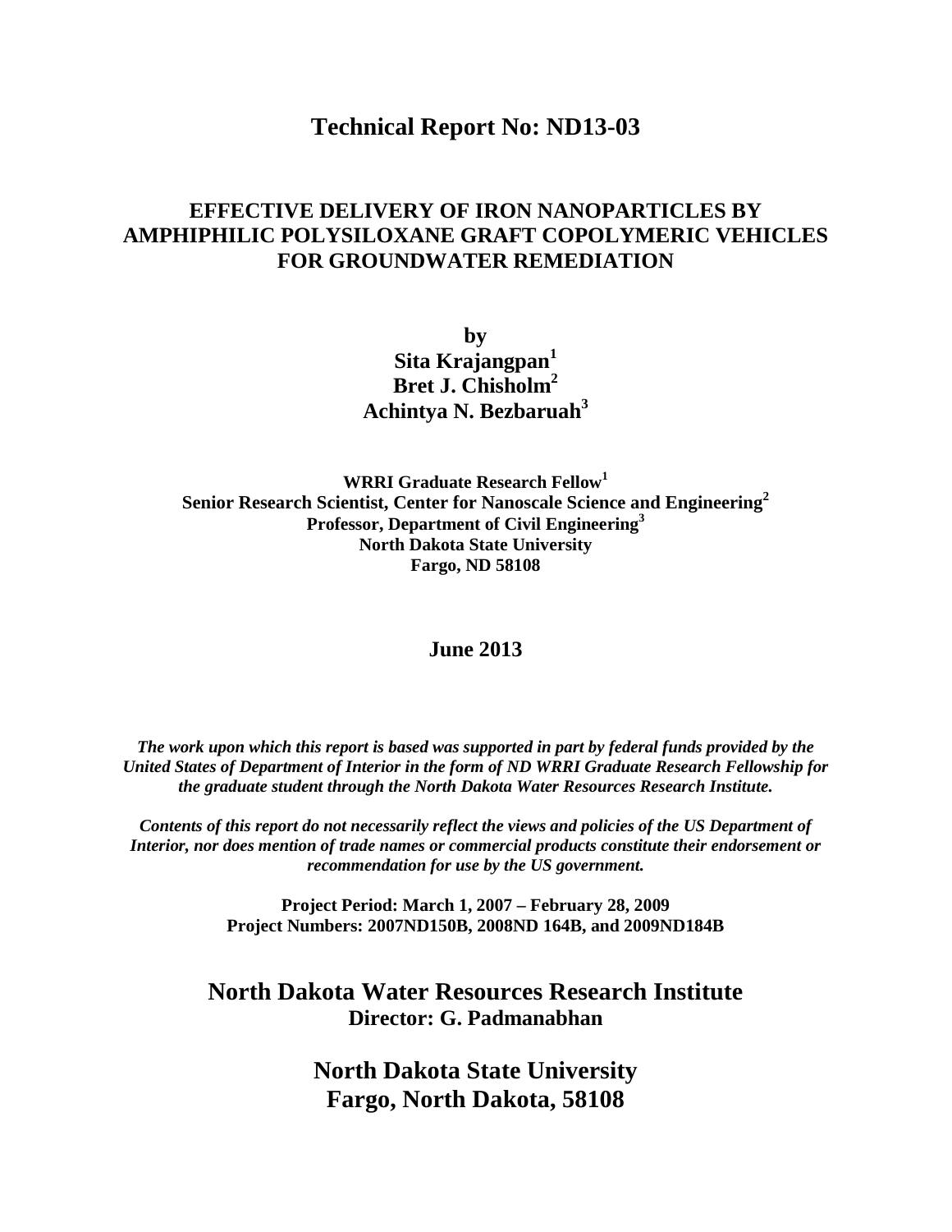# Technical Report No: ND13-03

## EFFECTIVE DELIVERY OF IRON NANOPARTICLES BY AMPHIPHILIC POLYSILOXANE GRAFT COPOLYMERIC VEHICLES FOR GROUNDWATER REMEDIATION

**by**

**Sita Krajangpan[1]**
**Bret J. Chisholm[2]**
**Achintya N. Bezbaruah[3]**

**WRRI Graduate Research Fellow[1]**
**Senior Research Scientist, Center for Nanoscale Science and Engineering[2]**
**Professor, Department of Civil Engineering[3]**
**North Dakota State University**
**Fargo, ND 58108**

**June 2013**

***The work upon which this report is based was supported in part by federal funds provided by the United States of Department of Interior in the form of ND WRRI Graduate Research Fellowship for the graduate student through the North Dakota Water Resources Research Institute.***

***Contents of this report do not necessarily reflect the views and policies of the US Department of Interior, nor does mention of trade names or commercial products constitute their endorsement or recommendation for use by the US government.***

**Project Period: March 1, 2007 – February 28, 2009**
**Project Numbers: 2007ND150B, 2008ND 164B, and 2009ND184B**

## North Dakota Water Resources Research Institute
**Director: G. Padmanabhan**

## North Dakota State University
## Fargo, North Dakota, 58108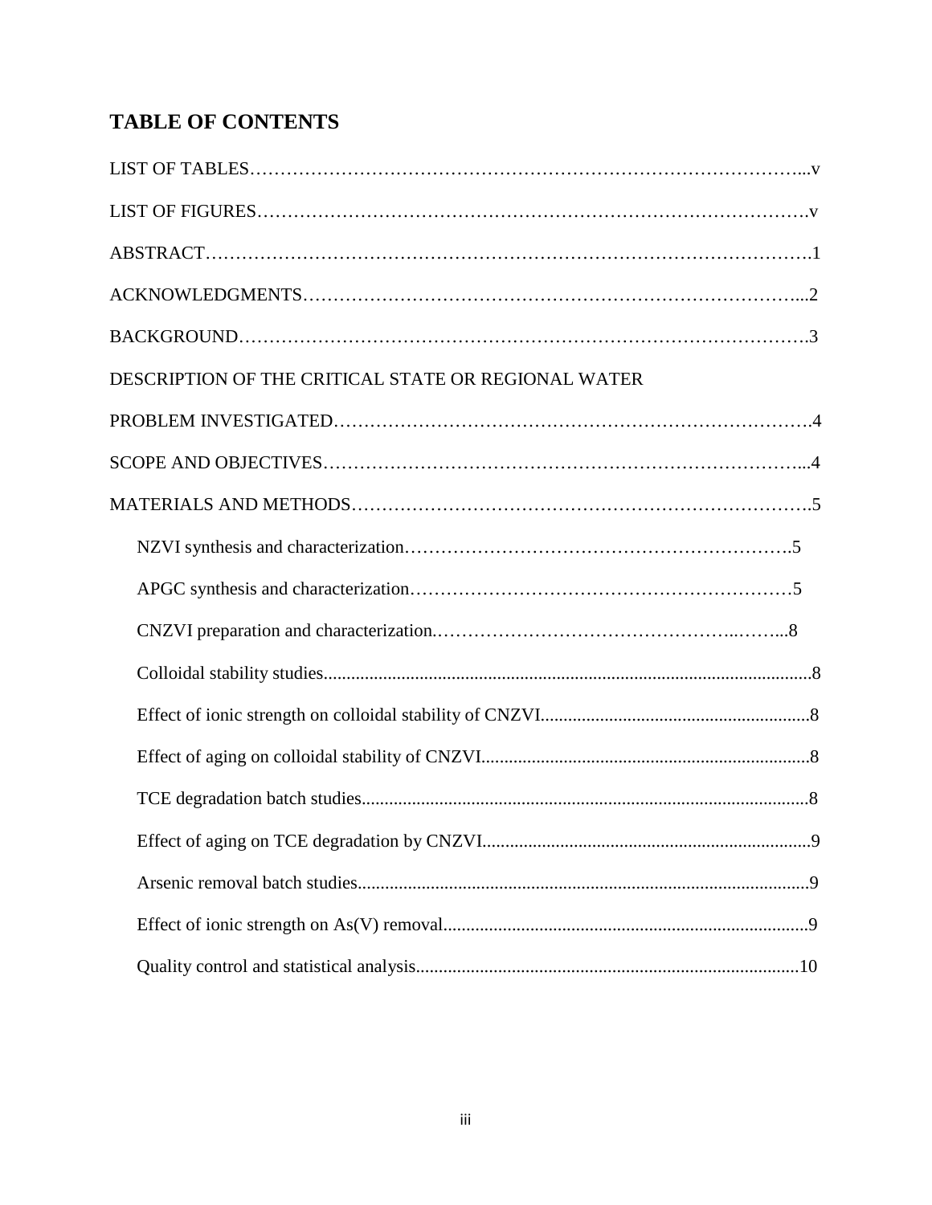# TABLE OF CONTENTS

LIST OF TABLES……………………………………………………………………………...v

LIST OF FIGURES…………………………………………………………………………….v

ABSTRACT…………………………………………………………………………………….1

ACKNOWLEDGMENTS…………………………………………………………………...2

BACKGROUND……………………………………………………………………………….3

DESCRIPTION OF THE CRITICAL STATE OR REGIONAL WATER

PROBLEM INVESTIGATED………………………………………………………………….4

SCOPE AND OBJECTIVES………………………………………………………………...4

MATERIALS AND METHODS……………………………………………………………….5

NZVI synthesis and characterization…………………………………………………….5

APGC synthesis and characterization…………………………………………………5

CNZVI preparation and characterization.………………………………………..……...8

Colloidal stability studies..........................................................................................................8

Effect of ionic strength on colloidal stability of CNZVI...........................................................8

Effect of aging on colloidal stability of CNZVI.......................................................................8

TCE degradation batch studies.................................................................................................8

Effect of aging on TCE degradation by CNZVI.......................................................................9

Arsenic removal batch studies..................................................................................................9

Effect of ionic strength on As(V) removal...............................................................................9

Quality control and statistical analysis...................................................................................10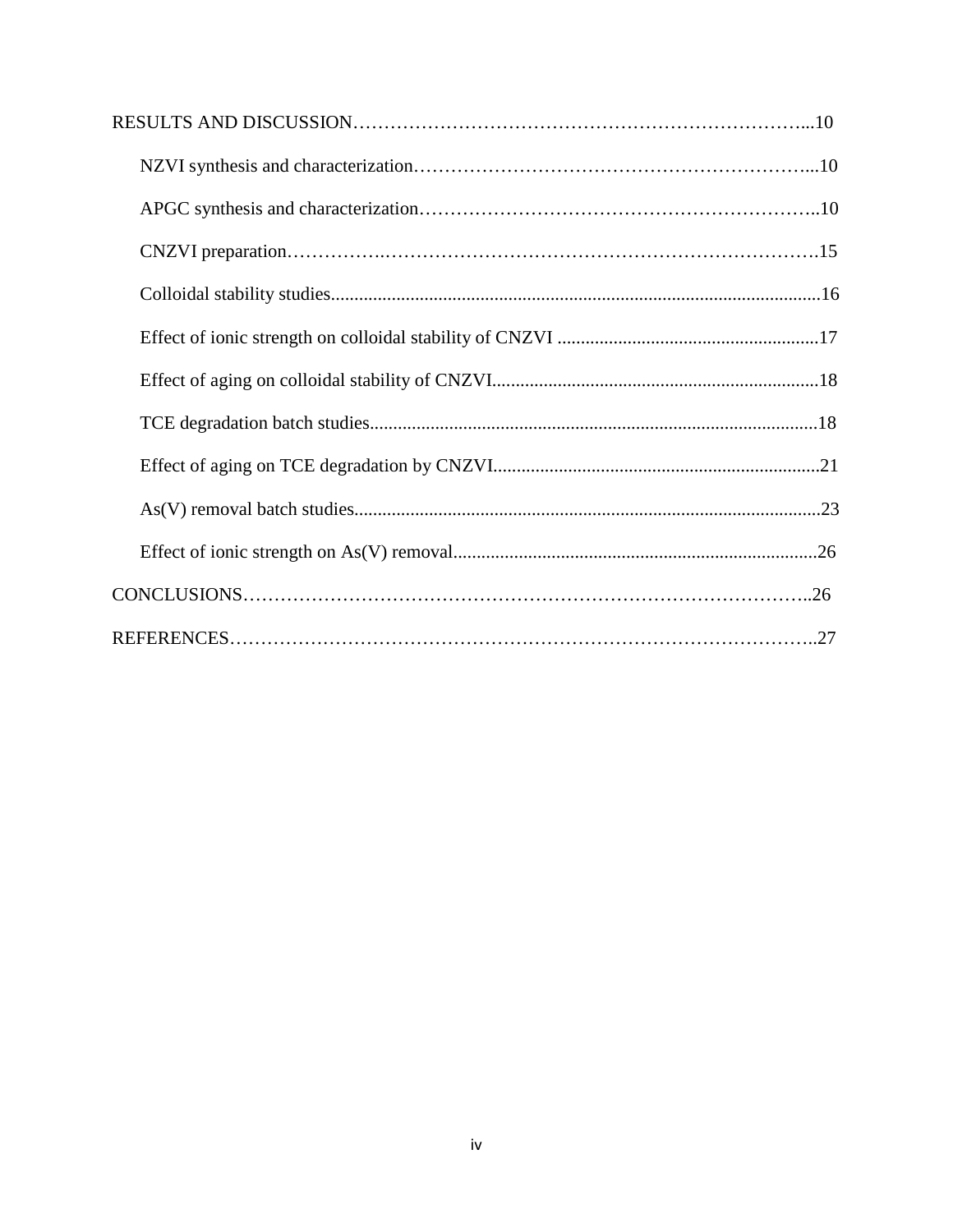RESULTS AND DISCUSSION………………………………………………………………...10

NZVI synthesis and characterization………………………………………………………...10

APGC synthesis and characterization………………………………………………………..10

CNZVI preparation…………….…………………………………………………………….15

Colloidal stability studies........................................................................................................16

Effect of ionic strength on colloidal stability of CNZVI ........................................................17

Effect of aging on colloidal stability of CNZVI......................................................................18

TCE degradation batch studies...............................................................................................18

Effect of aging on TCE degradation by CNZVI.....................................................................21

As(V) removal batch studies...................................................................................................23

Effect of ionic strength on As(V) removal.............................................................................26

CONCLUSIONS……………………………………………………………………………..26

REFERENCES………………………………………………………………………………..27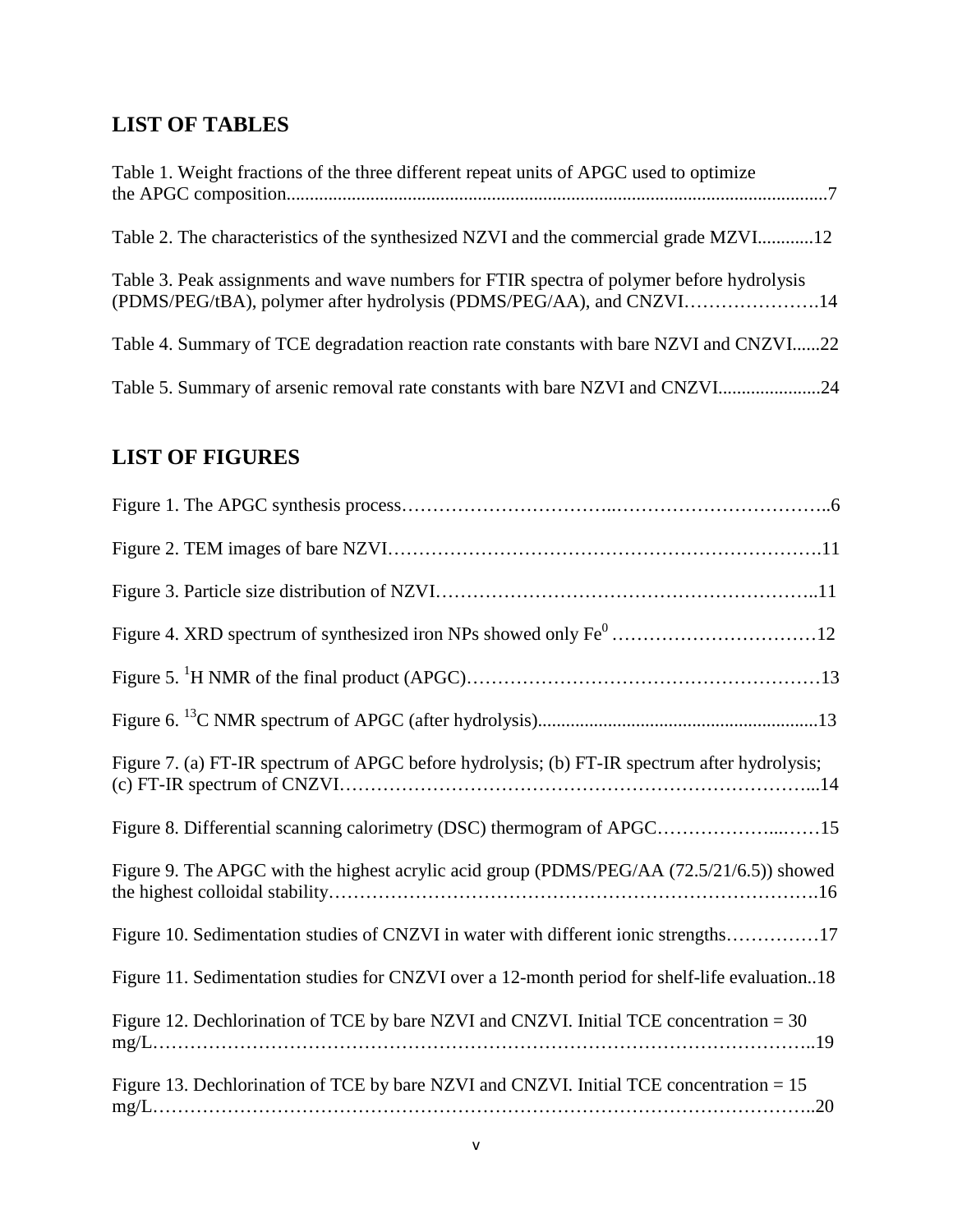## LIST OF TABLES

Table 1. Weight fractions of the three different repeat units of APGC used to optimize the APGC composition....................................................................................................................7

Table 2. The characteristics of the synthesized NZVI and the commercial grade MZVI............12

Table 3. Peak assignments and wave numbers for FTIR spectra of polymer before hydrolysis (PDMS/PEG/tBA), polymer after hydrolysis (PDMS/PEG/AA), and CNZVI………………….14

Table 4. Summary of TCE degradation reaction rate constants with bare NZVI and CNZVI......22

Table 5. Summary of arsenic removal rate constants with bare NZVI and CNZVI.....................24

## LIST OF FIGURES

Figure 1. The APGC synthesis process……………………………..……………………………..6

Figure 2. TEM images of bare NZVI…………………………………………………………….11

Figure 3. Particle size distribution of NZVI……………………………………………………..11

Figure 4. XRD spectrum of synthesized iron NPs showed only $Fe^0$ ……………………………12

Figure 5. $^{1}H$ NMR of the final product (APGC)………………………………………………13

Figure 6. $^{13}C$ NMR spectrum of APGC (after hydrolysis)...........................................................13

Figure 7. (a) FT-IR spectrum of APGC before hydrolysis; (b) FT-IR spectrum after hydrolysis; (c) FT-IR spectrum of CNZVI…………………………………………………………………...14

Figure 8. Differential scanning calorimetry (DSC) thermogram of APGC………………...……15

Figure 9. The APGC with the highest acrylic acid group (PDMS/PEG/AA (72.5/21/6.5)) showed the highest colloidal stability…………………………………………………………………….16

Figure 10. Sedimentation studies of CNZVI in water with different ionic strengths……………17

Figure 11. Sedimentation studies for CNZVI over a 12-month period for shelf-life evaluation..18

Figure 12. Dechlorination of TCE by bare NZVI and CNZVI. Initial TCE concentration = 30 mg/L…………………………………………………………………………………………..19

Figure 13. Dechlorination of TCE by bare NZVI and CNZVI. Initial TCE concentration = 15 mg/L…………………………………………………………………………………………..20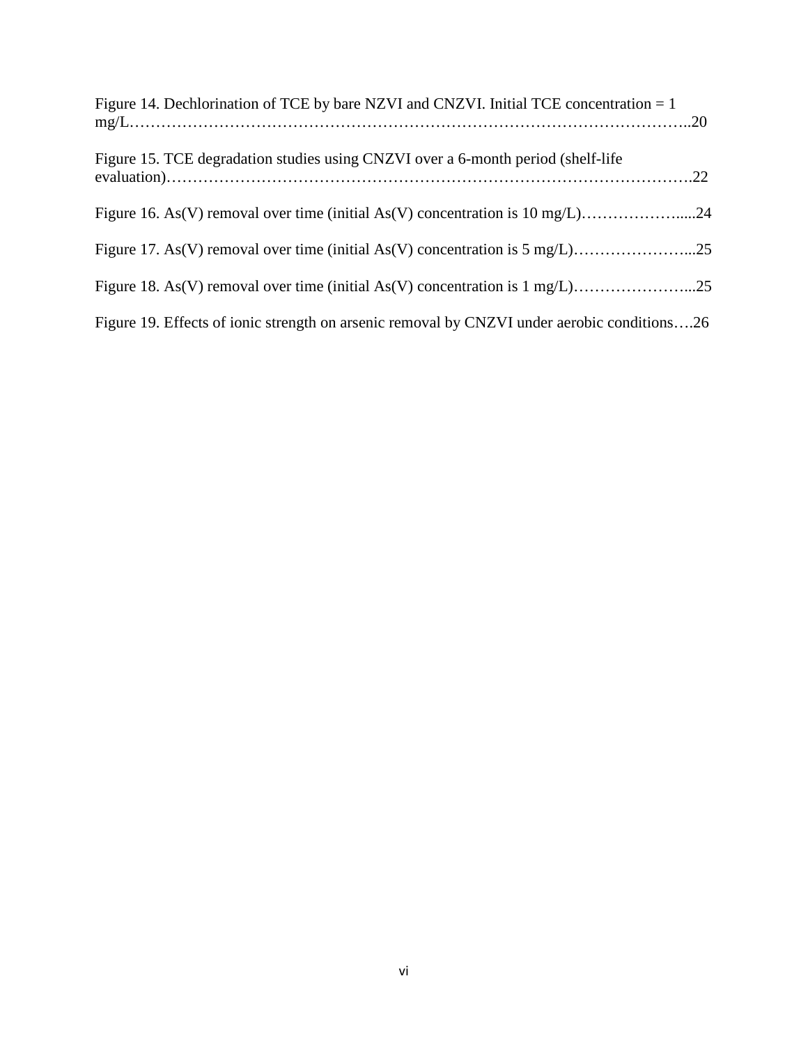Figure 14. Dechlorination of TCE by bare NZVI and CNZVI. Initial TCE concentration = 1 mg/L……………………………………………………………………………………………..20

Figure 15. TCE degradation studies using CNZVI over a 6-month period (shelf-life evaluation)……………………………………………………………………………………….22

Figure 16. As(V) removal over time (initial As(V) concentration is 10 mg/L)……………….....24

Figure 17. As(V) removal over time (initial As(V) concentration is 5 mg/L)…………………...25

Figure 18. As(V) removal over time (initial As(V) concentration is 1 mg/L)…………………...25

Figure 19. Effects of ionic strength on arsenic removal by CNZVI under aerobic conditions….26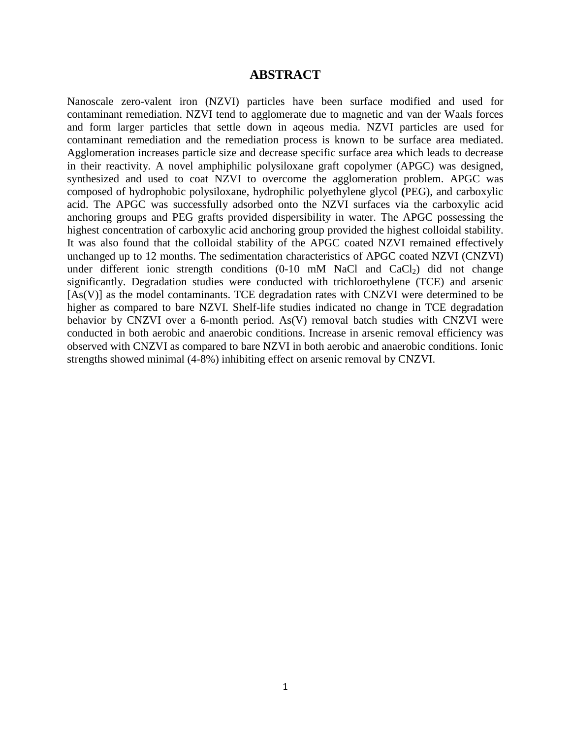# ABSTRACT

Nanoscale zero-valent iron (NZVI) particles have been surface modified and used for contaminant remediation. NZVI tend to agglomerate due to magnetic and van der Waals forces and form larger particles that settle down in aqeous media. NZVI particles are used for contaminant remediation and the remediation process is known to be surface area mediated. Agglomeration increases particle size and decrease specific surface area which leads to decrease in their reactivity. A novel amphiphilic polysiloxane graft copolymer (APGC) was designed, synthesized and used to coat NZVI to overcome the agglomeration problem. APGC was composed of hydrophobic polysiloxane, hydrophilic polyethylene glycol **(**PEG), and carboxylic acid. The APGC was successfully adsorbed onto the NZVI surfaces via the carboxylic acid anchoring groups and PEG grafts provided dispersibility in water. The APGC possessing the highest concentration of carboxylic acid anchoring group provided the highest colloidal stability. It was also found that the colloidal stability of the APGC coated NZVI remained effectively unchanged up to 12 months. The sedimentation characteristics of APGC coated NZVI (CNZVI) under different ionic strength conditions (0-10 mM NaCl and $CaCl_2$) did not change significantly. Degradation studies were conducted with trichloroethylene (TCE) and arsenic [As(V)] as the model contaminants. TCE degradation rates with CNZVI were determined to be higher as compared to bare NZVI. Shelf-life studies indicated no change in TCE degradation behavior by CNZVI over a 6-month period. As(V) removal batch studies with CNZVI were conducted in both aerobic and anaerobic conditions. Increase in arsenic removal efficiency was observed with CNZVI as compared to bare NZVI in both aerobic and anaerobic conditions. Ionic strengths showed minimal (4-8%) inhibiting effect on arsenic removal by CNZVI.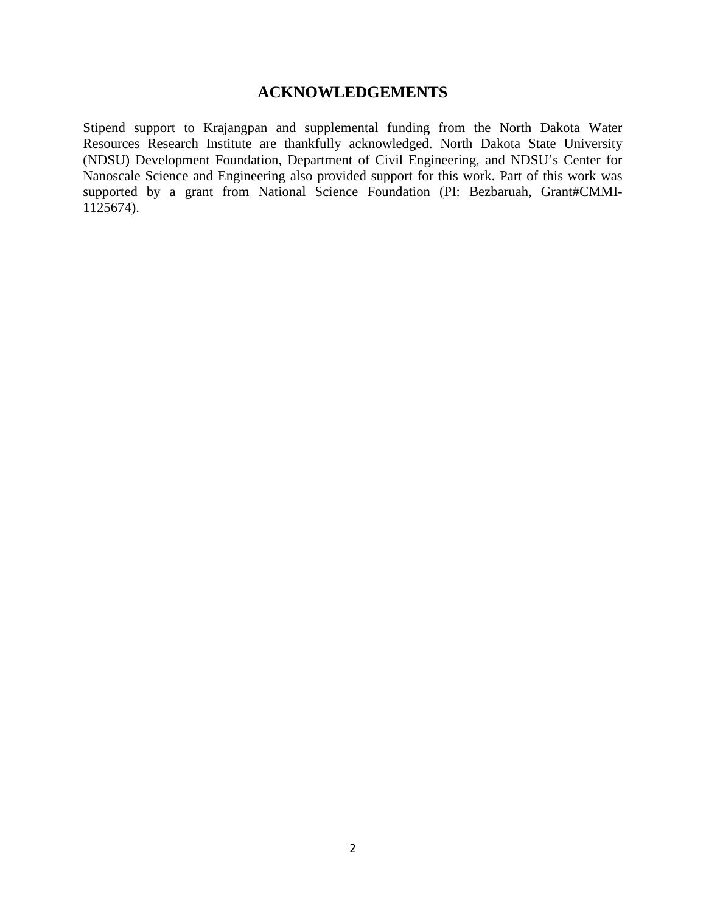## ACKNOWLEDGEMENTS

Stipend support to Krajangpan and supplemental funding from the North Dakota Water Resources Research Institute are thankfully acknowledged. North Dakota State University (NDSU) Development Foundation, Department of Civil Engineering, and NDSU's Center for Nanoscale Science and Engineering also provided support for this work. Part of this work was supported by a grant from National Science Foundation (PI: Bezbaruah, Grant#CMMI-1125674).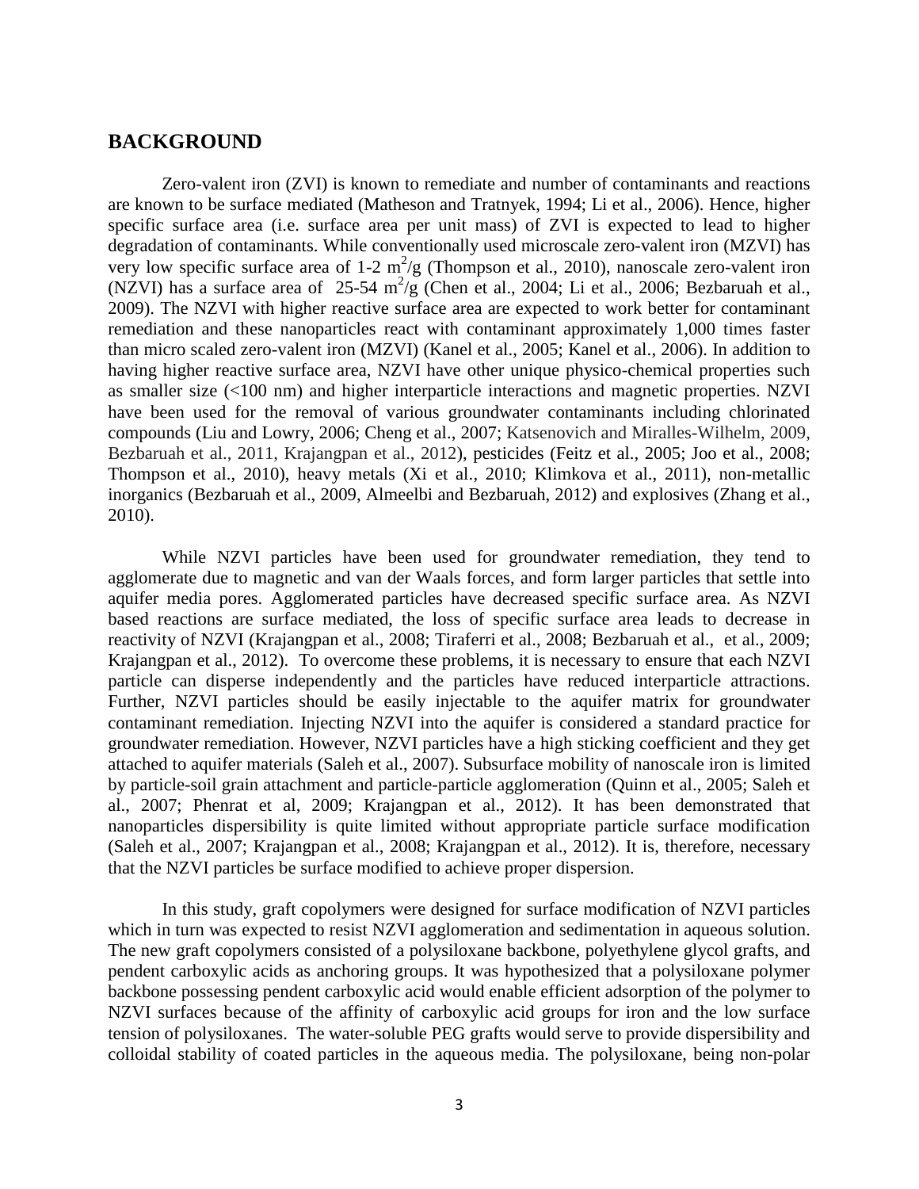## BACKGROUND

Zero-valent iron (ZVI) is known to remediate and number of contaminants and reactions are known to be surface mediated (Matheson and Tratnyek, 1994; Li et al., 2006). Hence, higher specific surface area (i.e. surface area per unit mass) of ZVI is expected to lead to higher degradation of contaminants. While conventionally used microscale zero-valent iron (MZVI) has very low specific surface area of 1-2 $m^2/g$ (Thompson et al., 2010), nanoscale zero-valent iron (NZVI) has a surface area of 25-54 $m^2/g$ (Chen et al., 2004; Li et al., 2006; Bezbaruah et al., 2009). The NZVI with higher reactive surface area are expected to work better for contaminant remediation and these nanoparticles react with contaminant approximately 1,000 times faster than micro scaled zero-valent iron (MZVI) (Kanel et al., 2005; Kanel et al., 2006). In addition to having higher reactive surface area, NZVI have other unique physico-chemical properties such as smaller size (<100 nm) and higher interparticle interactions and magnetic properties. NZVI have been used for the removal of various groundwater contaminants including chlorinated compounds (Liu and Lowry, 2006; Cheng et al., 2007; Katsenovich and Miralles-Wilhelm, 2009, Bezbaruah et al., 2011, Krajangpan et al., 2012), pesticides (Feitz et al., 2005; Joo et al., 2008; Thompson et al., 2010), heavy metals (Xi et al., 2010; Klimkova et al., 2011), non-metallic inorganics (Bezbaruah et al., 2009, Almeelbi and Bezbaruah, 2012) and explosives (Zhang et al., 2010).

While NZVI particles have been used for groundwater remediation, they tend to agglomerate due to magnetic and van der Waals forces, and form larger particles that settle into aquifer media pores. Agglomerated particles have decreased specific surface area. As NZVI based reactions are surface mediated, the loss of specific surface area leads to decrease in reactivity of NZVI (Krajangpan et al., 2008; Tiraferri et al., 2008; Bezbaruah et al., et al., 2009; Krajangpan et al., 2012). To overcome these problems, it is necessary to ensure that each NZVI particle can disperse independently and the particles have reduced interparticle attractions. Further, NZVI particles should be easily injectable to the aquifer matrix for groundwater contaminant remediation. Injecting NZVI into the aquifer is considered a standard practice for groundwater remediation. However, NZVI particles have a high sticking coefficient and they get attached to aquifer materials (Saleh et al., 2007). Subsurface mobility of nanoscale iron is limited by particle-soil grain attachment and particle-particle agglomeration (Quinn et al., 2005; Saleh et al., 2007; Phenrat et al, 2009; Krajangpan et al., 2012). It has been demonstrated that nanoparticles dispersibility is quite limited without appropriate particle surface modification (Saleh et al., 2007; Krajangpan et al., 2008; Krajangpan et al., 2012). It is, therefore, necessary that the NZVI particles be surface modified to achieve proper dispersion.

In this study, graft copolymers were designed for surface modification of NZVI particles which in turn was expected to resist NZVI agglomeration and sedimentation in aqueous solution. The new graft copolymers consisted of a polysiloxane backbone, polyethylene glycol grafts, and pendent carboxylic acids as anchoring groups. It was hypothesized that a polysiloxane polymer backbone possessing pendent carboxylic acid would enable efficient adsorption of the polymer to NZVI surfaces because of the affinity of carboxylic acid groups for iron and the low surface tension of polysiloxanes. The water-soluble PEG grafts would serve to provide dispersibility and colloidal stability of coated particles in the aqueous media. The polysiloxane, being non-polar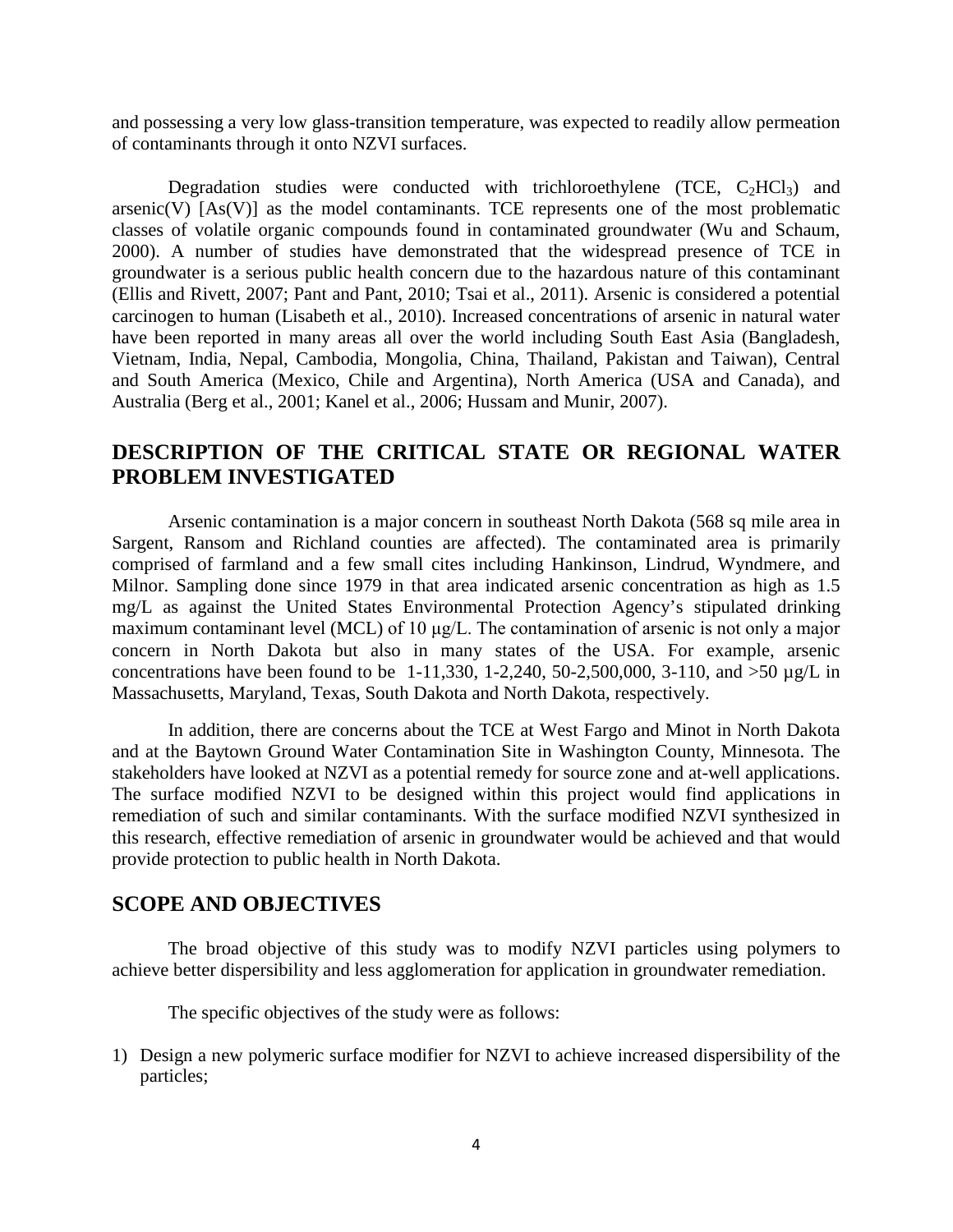and possessing a very low glass-transition temperature, was expected to readily allow permeation of contaminants through it onto NZVI surfaces.

Degradation studies were conducted with trichloroethylene (TCE, $C_2HCl_3$) and arsenic(V) [As(V)] as the model contaminants. TCE represents one of the most problematic classes of volatile organic compounds found in contaminated groundwater (Wu and Schaum, 2000). A number of studies have demonstrated that the widespread presence of TCE in groundwater is a serious public health concern due to the hazardous nature of this contaminant (Ellis and Rivett, 2007; Pant and Pant, 2010; Tsai et al., 2011). Arsenic is considered a potential carcinogen to human (Lisabeth et al., 2010). Increased concentrations of arsenic in natural water have been reported in many areas all over the world including South East Asia (Bangladesh, Vietnam, India, Nepal, Cambodia, Mongolia, China, Thailand, Pakistan and Taiwan), Central and South America (Mexico, Chile and Argentina), North America (USA and Canada), and Australia (Berg et al., 2001; Kanel et al., 2006; Hussam and Munir, 2007).

## DESCRIPTION OF THE CRITICAL STATE OR REGIONAL WATER PROBLEM INVESTIGATED

Arsenic contamination is a major concern in southeast North Dakota (568 sq mile area in Sargent, Ransom and Richland counties are affected). The contaminated area is primarily comprised of farmland and a few small cites including Hankinson, Lindrud, Wyndmere, and Milnor. Sampling done since 1979 in that area indicated arsenic concentration as high as 1.5 mg/L as against the United States Environmental Protection Agency's stipulated drinking maximum contaminant level (MCL) of 10 μg/L. The contamination of arsenic is not only a major concern in North Dakota but also in many states of the USA. For example, arsenic concentrations have been found to be 1-11,330, 1-2,240, 50-2,500,000, 3-110, and >50 μg/L in Massachusetts, Maryland, Texas, South Dakota and North Dakota, respectively.

In addition, there are concerns about the TCE at West Fargo and Minot in North Dakota and at the Baytown Ground Water Contamination Site in Washington County, Minnesota. The stakeholders have looked at NZVI as a potential remedy for source zone and at-well applications. The surface modified NZVI to be designed within this project would find applications in remediation of such and similar contaminants. With the surface modified NZVI synthesized in this research, effective remediation of arsenic in groundwater would be achieved and that would provide protection to public health in North Dakota.

## SCOPE AND OBJECTIVES

The broad objective of this study was to modify NZVI particles using polymers to achieve better dispersibility and less agglomeration for application in groundwater remediation.

The specific objectives of the study were as follows:

1) Design a new polymeric surface modifier for NZVI to achieve increased dispersibility of the particles;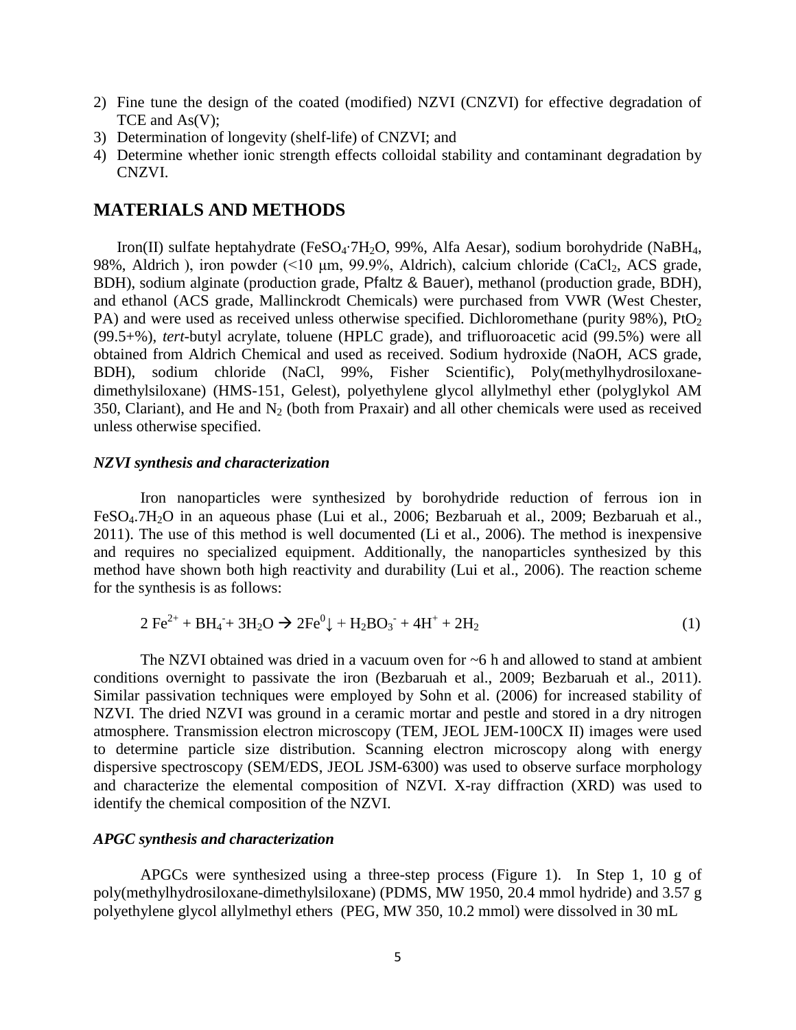2) Fine tune the design of the coated (modified) NZVI (CNZVI) for effective degradation of TCE and As(V);
3) Determination of longevity (shelf-life) of CNZVI; and
4) Determine whether ionic strength effects colloidal stability and contaminant degradation by CNZVI.

## MATERIALS AND METHODS

Iron(II) sulfate heptahydrate ($FeSO_4{\cdot}7H_2O$, 99%, Alfa Aesar), sodium borohydride ($NaBH_4$, 98%, Aldrich ), iron powder (<10 μm, 99.9%, Aldrich), calcium chloride ($CaCl_2$, ACS grade, BDH), sodium alginate (production grade, Pfaltz & Bauer), methanol (production grade, BDH), and ethanol (ACS grade, Mallinckrodt Chemicals) were purchased from VWR (West Chester, PA) and were used as received unless otherwise specified. Dichloromethane (purity 98%), $PtO_2$ (99.5+%), *tert*-butyl acrylate, toluene (HPLC grade), and trifluoroacetic acid (99.5%) were all obtained from Aldrich Chemical and used as received. Sodium hydroxide (NaOH, ACS grade, BDH), sodium chloride (NaCl, 99%, Fisher Scientific), Poly(methylhydrosiloxane-dimethylsiloxane) (HMS-151, Gelest), polyethylene glycol allylmethyl ether (polyglykol AM 350, Clariant), and He and $N_2$ (both from Praxair) and all other chemicals were used as received unless otherwise specified.

### *NZVI synthesis and characterization*

Iron nanoparticles were synthesized by borohydride reduction of ferrous ion in $FeSO_4.7H_2O$ in an aqueous phase (Lui et al., 2006; Bezbaruah et al., 2009; Bezbaruah et al., 2011). The use of this method is well documented (Li et al., 2006). The method is inexpensive and requires no specialized equipment. Additionally, the nanoparticles synthesized by this method have shown both high reactivity and durability (Lui et al., 2006). The reaction scheme for the synthesis is as follows:

$$2\,Fe^{2+} + BH_4^{-} + 3H_2O \rightarrow 2Fe^{0}\downarrow + H_2BO_3^{-} + 4H^{+} + 2H_2 \quad (1)$$

The NZVI obtained was dried in a vacuum oven for ~6 h and allowed to stand at ambient conditions overnight to passivate the iron (Bezbaruah et al., 2009; Bezbaruah et al., 2011). Similar passivation techniques were employed by Sohn et al. (2006) for increased stability of NZVI. The dried NZVI was ground in a ceramic mortar and pestle and stored in a dry nitrogen atmosphere. Transmission electron microscopy (TEM, JEOL JEM-100CX II) images were used to determine particle size distribution. Scanning electron microscopy along with energy dispersive spectroscopy (SEM/EDS, JEOL JSM-6300) was used to observe surface morphology and characterize the elemental composition of NZVI. X-ray diffraction (XRD) was used to identify the chemical composition of the NZVI.

### *APGC synthesis and characterization*

APGCs were synthesized using a three-step process (Figure 1). In Step 1, 10 g of poly(methylhydrosiloxane-dimethylsiloxane) (PDMS, MW 1950, 20.4 mmol hydride) and 3.57 g polyethylene glycol allylmethyl ethers (PEG, MW 350, 10.2 mmol) were dissolved in 30 mL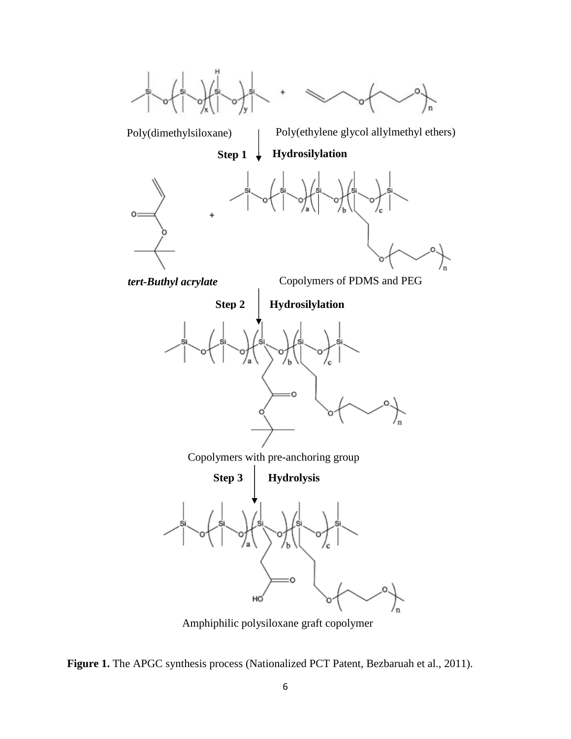Poly(dimethylsiloxane)

Poly(ethylene glycol allylmethyl ethers)

**Step 1** **Hydrosilylation**

***tert-Buthyl acrylate***

Copolymers of PDMS and PEG

**Step 2** **Hydrosilylation**

Copolymers with pre-anchoring group

**Step 3** **Hydrolysis**

Amphiphilic polysiloxane graft copolymer

**Figure 1.** The APGC synthesis process (Nationalized PCT Patent, Bezbaruah et al., 2011).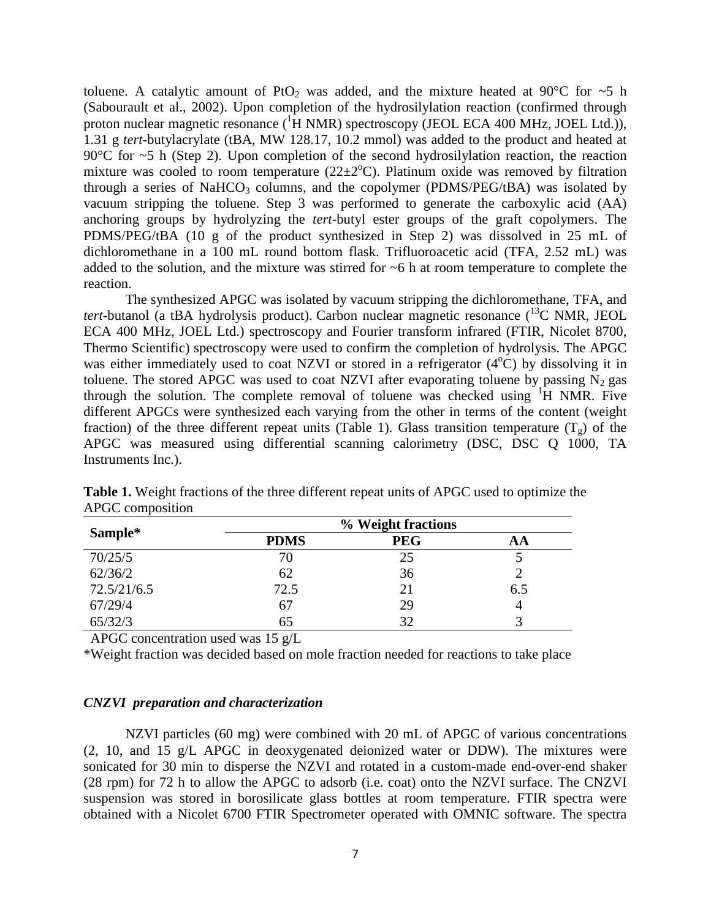toluene. A catalytic amount of $PtO_2$ was added, and the mixture heated at 90°C for ~5 h (Sabourault et al., 2002). Upon completion of the hydrosilylation reaction (confirmed through proton nuclear magnetic resonance ($^1$H NMR) spectroscopy (JEOL ECA 400 MHz, JOEL Ltd.)), 1.31 g *tert*-butylacrylate (tBA, MW 128.17, 10.2 mmol) was added to the product and heated at 90°C for ~5 h (Step 2). Upon completion of the second hydrosilylation reaction, the reaction mixture was cooled to room temperature (22±2°C). Platinum oxide was removed by filtration through a series of $NaHCO_3$ columns, and the copolymer (PDMS/PEG/tBA) was isolated by vacuum stripping the toluene. Step 3 was performed to generate the carboxylic acid (AA) anchoring groups by hydrolyzing the *tert*-butyl ester groups of the graft copolymers. The PDMS/PEG/tBA (10 g of the product synthesized in Step 2) was dissolved in 25 mL of dichloromethane in a 100 mL round bottom flask. Trifluoroacetic acid (TFA, 2.52 mL) was added to the solution, and the mixture was stirred for ~6 h at room temperature to complete the reaction.

The synthesized APGC was isolated by vacuum stripping the dichloromethane, TFA, and *tert*-butanol (a tBA hydrolysis product). Carbon nuclear magnetic resonance ($^{13}$C NMR, JEOL ECA 400 MHz, JOEL Ltd.) spectroscopy and Fourier transform infrared (FTIR, Nicolet 8700, Thermo Scientific) spectroscopy were used to confirm the completion of hydrolysis. The APGC was either immediately used to coat NZVI or stored in a refrigerator (4°C) by dissolving it in toluene. The stored APGC was used to coat NZVI after evaporating toluene by passing $N_2$ gas through the solution. The complete removal of toluene was checked using $^1$H NMR. Five different APGCs were synthesized each varying from the other in terms of the content (weight fraction) of the three different repeat units (Table 1). Glass transition temperature ($T_g$) of the APGC was measured using differential scanning calorimetry (DSC, DSC Q 1000, TA Instruments Inc.).

**Table 1.** Weight fractions of the three different repeat units of APGC used to optimize the APGC composition

| Sample* | % Weight fractions | | |
|---|---|---|---|
| | **PDMS** | **PEG** | **AA** |
| 70/25/5 | 70 | 25 | 5 |
| 62/36/2 | 62 | 36 | 2 |
| 72.5/21/6.5 | 72.5 | 21 | 6.5 |
| 67/29/4 | 67 | 29 | 4 |
| 65/32/3 | 65 | 32 | 3 |

APGC concentration used was 15 g/L

*Weight fraction was decided based on mole fraction needed for reactions to take place

### *CNZVI preparation and characterization*

NZVI particles (60 mg) were combined with 20 mL of APGC of various concentrations (2, 10, and 15 g/L APGC in deoxygenated deionized water or DDW). The mixtures were sonicated for 30 min to disperse the NZVI and rotated in a custom-made end-over-end shaker (28 rpm) for 72 h to allow the APGC to adsorb (i.e. coat) onto the NZVI surface. The CNZVI suspension was stored in borosilicate glass bottles at room temperature. FTIR spectra were obtained with a Nicolet 6700 FTIR Spectrometer operated with OMNIC software. The spectra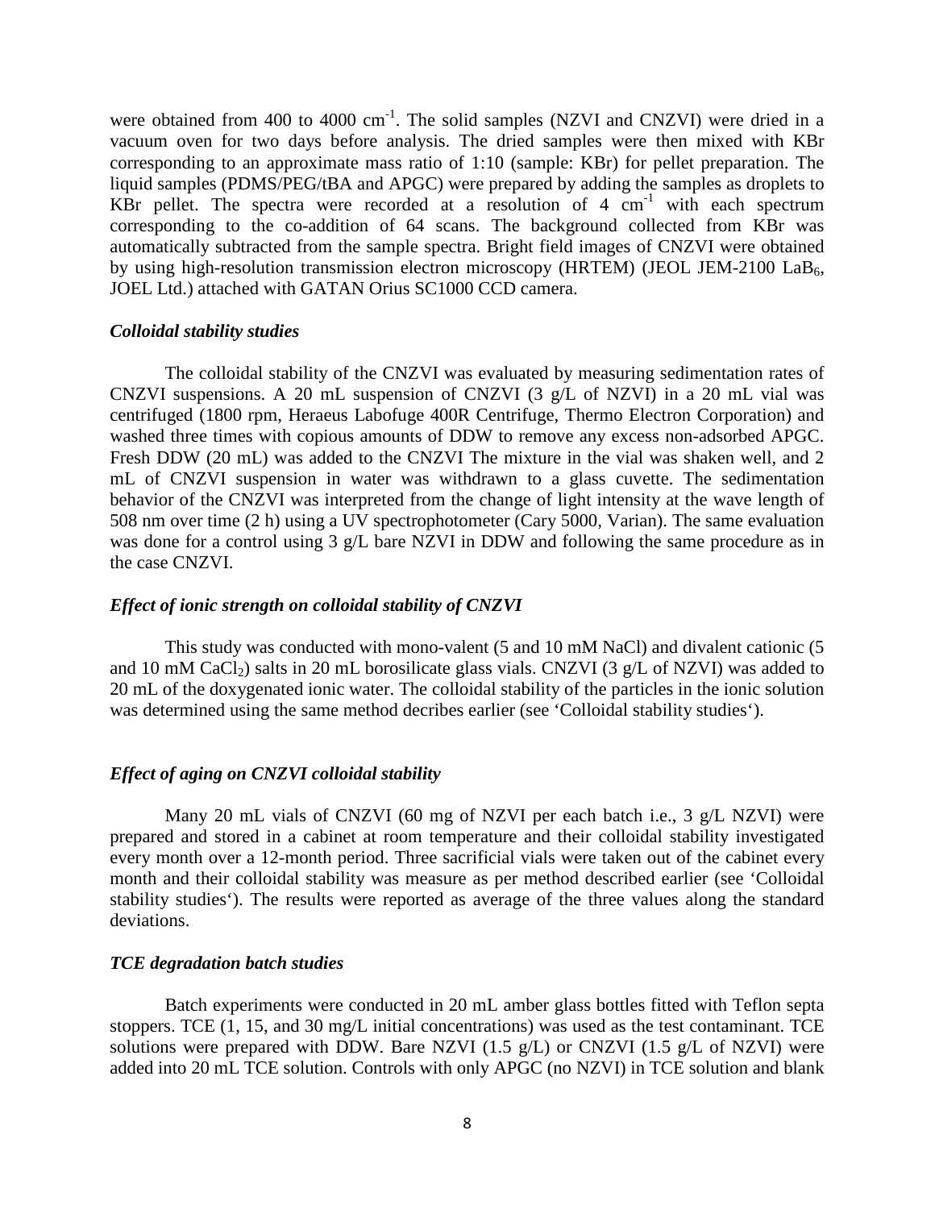were obtained from 400 to 4000 $cm^{-1}$. The solid samples (NZVI and CNZVI) were dried in a vacuum oven for two days before analysis. The dried samples were then mixed with KBr corresponding to an approximate mass ratio of 1:10 (sample: KBr) for pellet preparation. The liquid samples (PDMS/PEG/tBA and APGC) were prepared by adding the samples as droplets to KBr pellet. The spectra were recorded at a resolution of 4 $cm^{-1}$ with each spectrum corresponding to the co-addition of 64 scans. The background collected from KBr was automatically subtracted from the sample spectra. Bright field images of CNZVI were obtained by using high-resolution transmission electron microscopy (HRTEM) (JEOL JEM-2100 $LaB_6$, JOEL Ltd.) attached with GATAN Orius SC1000 CCD camera.

### *Colloidal stability studies*

The colloidal stability of the CNZVI was evaluated by measuring sedimentation rates of CNZVI suspensions. A 20 mL suspension of CNZVI (3 g/L of NZVI) in a 20 mL vial was centrifuged (1800 rpm, Heraeus Labofuge 400R Centrifuge, Thermo Electron Corporation) and washed three times with copious amounts of DDW to remove any excess non-adsorbed APGC. Fresh DDW (20 mL) was added to the CNZVI The mixture in the vial was shaken well, and 2 mL of CNZVI suspension in water was withdrawn to a glass cuvette. The sedimentation behavior of the CNZVI was interpreted from the change of light intensity at the wave length of 508 nm over time (2 h) using a UV spectrophotometer (Cary 5000, Varian). The same evaluation was done for a control using 3 g/L bare NZVI in DDW and following the same procedure as in the case CNZVI.

### *Effect of ionic strength on colloidal stability of CNZVI*

This study was conducted with mono-valent (5 and 10 mM NaCl) and divalent cationic (5 and 10 mM $CaCl_2$) salts in 20 mL borosilicate glass vials. CNZVI (3 g/L of NZVI) was added to 20 mL of the doxygenated ionic water. The colloidal stability of the particles in the ionic solution was determined using the same method decribes earlier (see 'Colloidal stability studies').

### *Effect of aging on CNZVI colloidal stability*

Many 20 mL vials of CNZVI (60 mg of NZVI per each batch i.e., 3 g/L NZVI) were prepared and stored in a cabinet at room temperature and their colloidal stability investigated every month over a 12-month period. Three sacrificial vials were taken out of the cabinet every month and their colloidal stability was measure as per method described earlier (see 'Colloidal stability studies'). The results were reported as average of the three values along the standard deviations.

### *TCE degradation batch studies*

Batch experiments were conducted in 20 mL amber glass bottles fitted with Teflon septa stoppers. TCE (1, 15, and 30 mg/L initial concentrations) was used as the test contaminant. TCE solutions were prepared with DDW. Bare NZVI (1.5 g/L) or CNZVI (1.5 g/L of NZVI) were added into 20 mL TCE solution. Controls with only APGC (no NZVI) in TCE solution and blank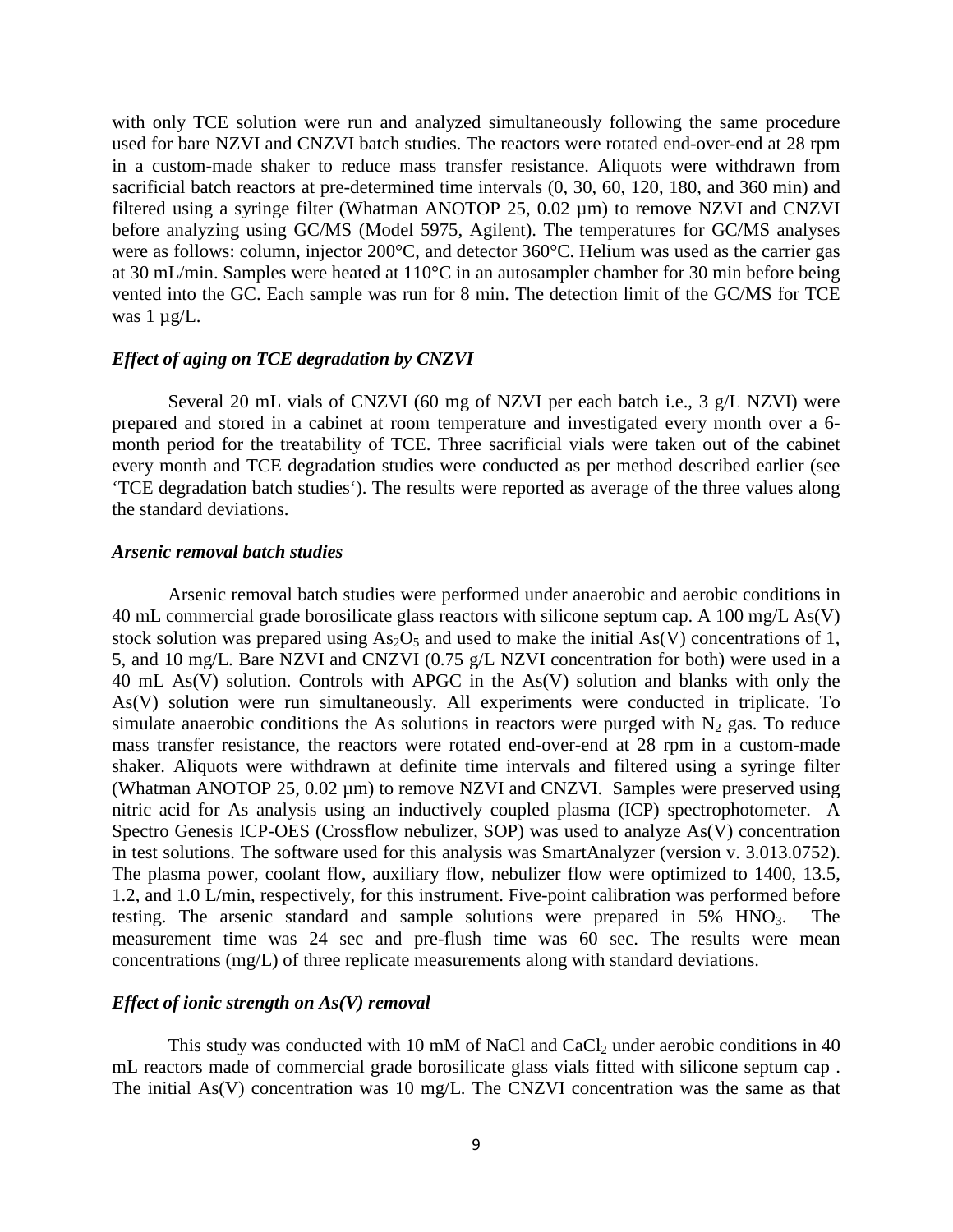with only TCE solution were run and analyzed simultaneously following the same procedure used for bare NZVI and CNZVI batch studies. The reactors were rotated end-over-end at 28 rpm in a custom-made shaker to reduce mass transfer resistance. Aliquots were withdrawn from sacrificial batch reactors at pre-determined time intervals (0, 30, 60, 120, 180, and 360 min) and filtered using a syringe filter (Whatman ANOTOP 25, 0.02 µm) to remove NZVI and CNZVI before analyzing using GC/MS (Model 5975, Agilent). The temperatures for GC/MS analyses were as follows: column, injector 200°C, and detector 360°C. Helium was used as the carrier gas at 30 mL/min. Samples were heated at 110°C in an autosampler chamber for 30 min before being vented into the GC. Each sample was run for 8 min. The detection limit of the GC/MS for TCE was 1 µg/L.

### *Effect of aging on TCE degradation by CNZVI*

Several 20 mL vials of CNZVI (60 mg of NZVI per each batch i.e., 3 g/L NZVI) were prepared and stored in a cabinet at room temperature and investigated every month over a 6-month period for the treatability of TCE. Three sacrificial vials were taken out of the cabinet every month and TCE degradation studies were conducted as per method described earlier (see 'TCE degradation batch studies'). The results were reported as average of the three values along the standard deviations.

### *Arsenic removal batch studies*

Arsenic removal batch studies were performed under anaerobic and aerobic conditions in 40 mL commercial grade borosilicate glass reactors with silicone septum cap. A 100 mg/L As(V) stock solution was prepared using $As_2O_5$ and used to make the initial As(V) concentrations of 1, 5, and 10 mg/L. Bare NZVI and CNZVI (0.75 g/L NZVI concentration for both) were used in a 40 mL As(V) solution. Controls with APGC in the As(V) solution and blanks with only the As(V) solution were run simultaneously. All experiments were conducted in triplicate. To simulate anaerobic conditions the As solutions in reactors were purged with $N_2$ gas. To reduce mass transfer resistance, the reactors were rotated end-over-end at 28 rpm in a custom-made shaker. Aliquots were withdrawn at definite time intervals and filtered using a syringe filter (Whatman ANOTOP 25, 0.02 µm) to remove NZVI and CNZVI. Samples were preserved using nitric acid for As analysis using an inductively coupled plasma (ICP) spectrophotometer. A Spectro Genesis ICP-OES (Crossflow nebulizer, SOP) was used to analyze As(V) concentration in test solutions. The software used for this analysis was SmartAnalyzer (version v. 3.013.0752). The plasma power, coolant flow, auxiliary flow, nebulizer flow were optimized to 1400, 13.5, 1.2, and 1.0 L/min, respectively, for this instrument. Five-point calibration was performed before testing. The arsenic standard and sample solutions were prepared in 5% $HNO_3$. The measurement time was 24 sec and pre-flush time was 60 sec. The results were mean concentrations (mg/L) of three replicate measurements along with standard deviations.

### *Effect of ionic strength on As(V) removal*

This study was conducted with 10 mM of NaCl and $CaCl_2$ under aerobic conditions in 40 mL reactors made of commercial grade borosilicate glass vials fitted with silicone septum cap . The initial As(V) concentration was 10 mg/L. The CNZVI concentration was the same as that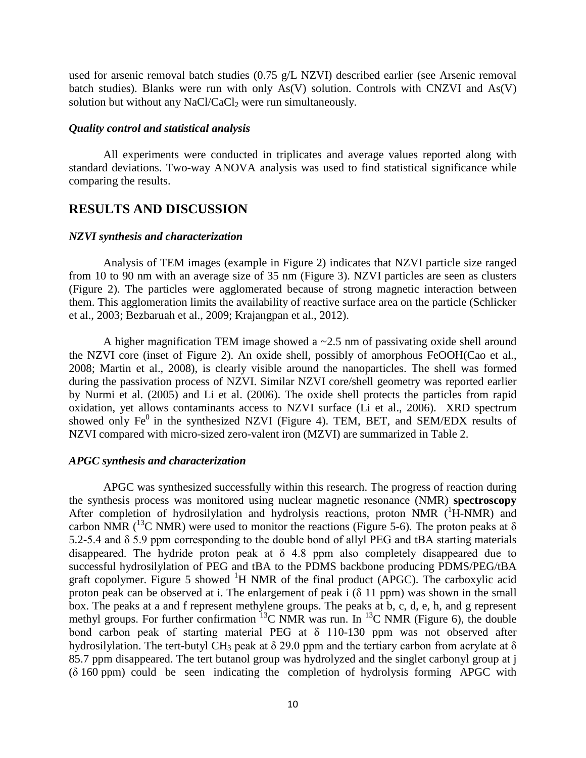used for arsenic removal batch studies (0.75 g/L NZVI) described earlier (see Arsenic removal batch studies). Blanks were run with only As(V) solution. Controls with CNZVI and As(V) solution but without any NaCl/$CaCl_2$ were run simultaneously.

### *Quality control and statistical analysis*

All experiments were conducted in triplicates and average values reported along with standard deviations. Two-way ANOVA analysis was used to find statistical significance while comparing the results.

## RESULTS AND DISCUSSION

### *NZVI synthesis and characterization*

Analysis of TEM images (example in Figure 2) indicates that NZVI particle size ranged from 10 to 90 nm with an average size of 35 nm (Figure 3). NZVI particles are seen as clusters (Figure 2). The particles were agglomerated because of strong magnetic interaction between them. This agglomeration limits the availability of reactive surface area on the particle (Schlicker et al., 2003; Bezbaruah et al., 2009; Krajangpan et al., 2012).

A higher magnification TEM image showed a ~2.5 nm of passivating oxide shell around the NZVI core (inset of Figure 2). An oxide shell, possibly of amorphous FeOOH(Cao et al., 2008; Martin et al., 2008), is clearly visible around the nanoparticles. The shell was formed during the passivation process of NZVI. Similar NZVI core/shell geometry was reported earlier by Nurmi et al. (2005) and Li et al. (2006). The oxide shell protects the particles from rapid oxidation, yet allows contaminants access to NZVI surface (Li et al., 2006). XRD spectrum showed only $Fe^0$ in the synthesized NZVI (Figure 4). TEM, BET, and SEM/EDX results of NZVI compared with micro-sized zero-valent iron (MZVI) are summarized in Table 2.

### *APGC synthesis and characterization*

APGC was synthesized successfully within this research. The progress of reaction during the synthesis process was monitored using nuclear magnetic resonance (NMR) **spectroscopy** After completion of hydrosilylation and hydrolysis reactions, proton NMR ($^1$H-NMR) and carbon NMR ($^{13}$C NMR) were used to monitor the reactions (Figure 5-6). The proton peaks at $\delta$ 5.2-5.4 and $\delta$ 5.9 ppm corresponding to the double bond of allyl PEG and tBA starting materials disappeared. The hydride proton peak at $\delta$ 4.8 ppm also completely disappeared due to successful hydrosilylation of PEG and tBA to the PDMS backbone producing PDMS/PEG/tBA graft copolymer. Figure 5 showed $^1$H NMR of the final product (APGC). The carboxylic acid proton peak can be observed at i. The enlargement of peak i ($\delta$ 11 ppm) was shown in the small box. The peaks at a and f represent methylene groups. The peaks at b, c, d, e, h, and g represent methyl groups. For further confirmation $^{13}$C NMR was run. In $^{13}$C NMR (Figure 6), the double bond carbon peak of starting material PEG at $\delta$ 110-130 ppm was not observed after hydrosilylation. The tert-butyl $CH_3$ peak at $\delta$ 29.0 ppm and the tertiary carbon from acrylate at $\delta$ 85.7 ppm disappeared. The tert butanol group was hydrolyzed and the singlet carbonyl group at j ($\delta$ 160 ppm) could be seen indicating the completion of hydrolysis forming APGC with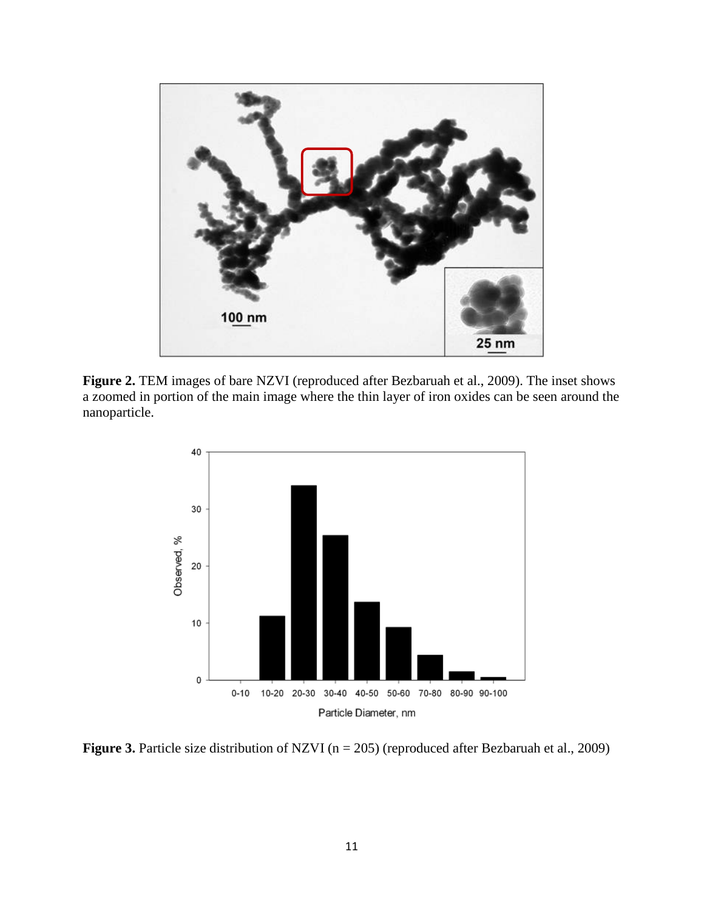**Figure 2.** TEM images of bare NZVI (reproduced after Bezbaruah et al., 2009). The inset shows a zoomed in portion of the main image where the thin layer of iron oxides can be seen around the nanoparticle.

**Figure 3.** Particle size distribution of NZVI (n = 205) (reproduced after Bezbaruah et al., 2009)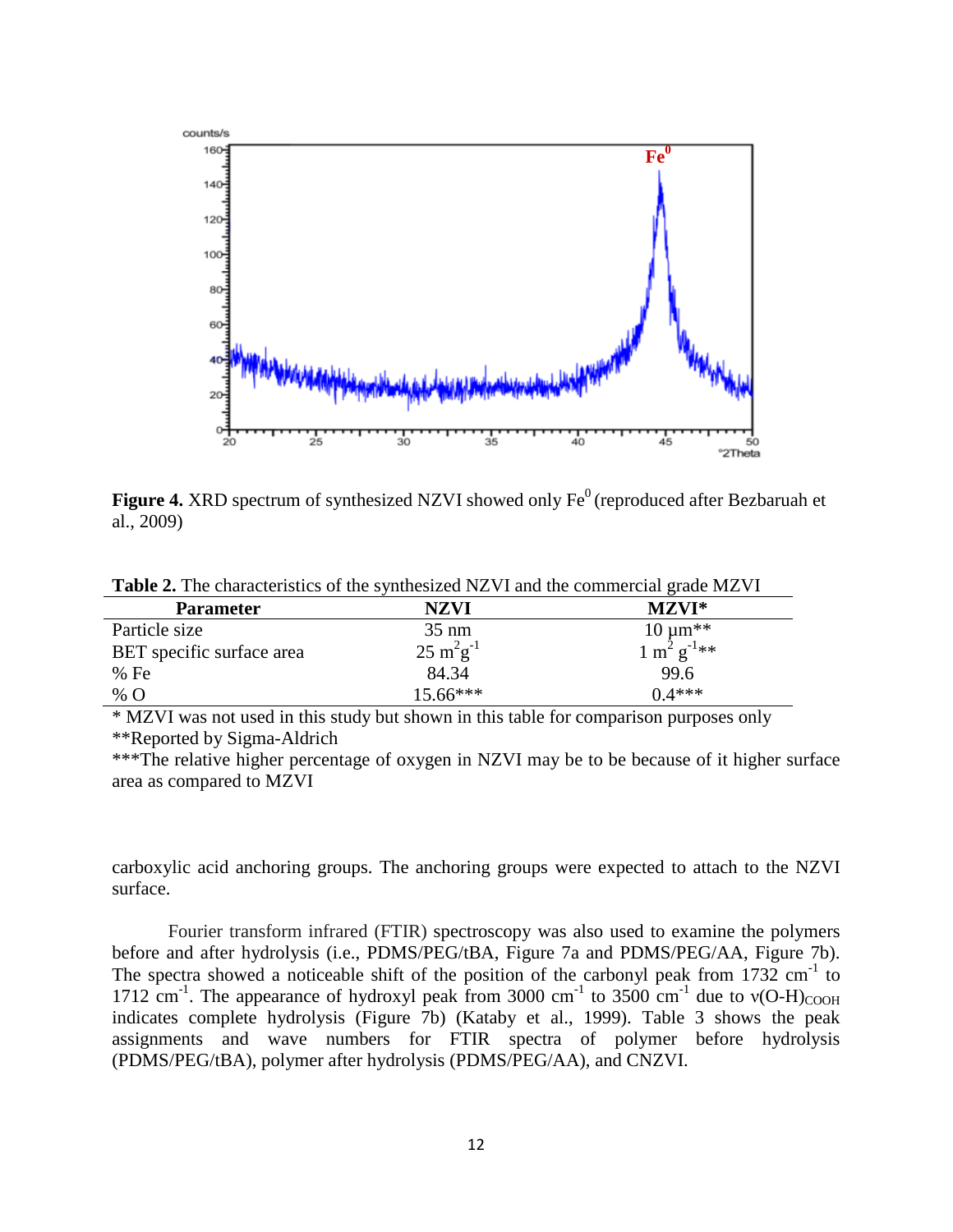**Figure 4.** XRD spectrum of synthesized NZVI showed only $Fe^0$ (reproduced after Bezbaruah et al., 2009)

**Table 2.** The characteristics of the synthesized NZVI and the commercial grade MZVI

| Parameter | NZVI | MZVI* |
|---|---|---|
| Particle size | 35 nm | 10 μm** |
| BET specific surface area | 25 $m^2g^{-1}$ | 1 $m^2 g^{-1}$** |
| % Fe | 84.34 | 99.6 |
| % O | 15.66*** | 0.4*** |

\* MZVI was not used in this study but shown in this table for comparison purposes only

**Reported by Sigma-Aldrich

***The relative higher percentage of oxygen in NZVI may be to be because of it higher surface area as compared to MZVI

carboxylic acid anchoring groups. The anchoring groups were expected to attach to the NZVI surface.

Fourier transform infrared (FTIR) spectroscopy was also used to examine the polymers before and after hydrolysis (i.e., PDMS/PEG/tBA, Figure 7a and PDMS/PEG/AA, Figure 7b). The spectra showed a noticeable shift of the position of the carbonyl peak from 1732 $cm^{-1}$ to 1712 $cm^{-1}$. The appearance of hydroxyl peak from 3000 $cm^{-1}$ to 3500 $cm^{-1}$ due to $\nu(O\text{-}H)_{COOH}$ indicates complete hydrolysis (Figure 7b) (Kataby et al., 1999). Table 3 shows the peak assignments and wave numbers for FTIR spectra of polymer before hydrolysis (PDMS/PEG/tBA), polymer after hydrolysis (PDMS/PEG/AA), and CNZVI.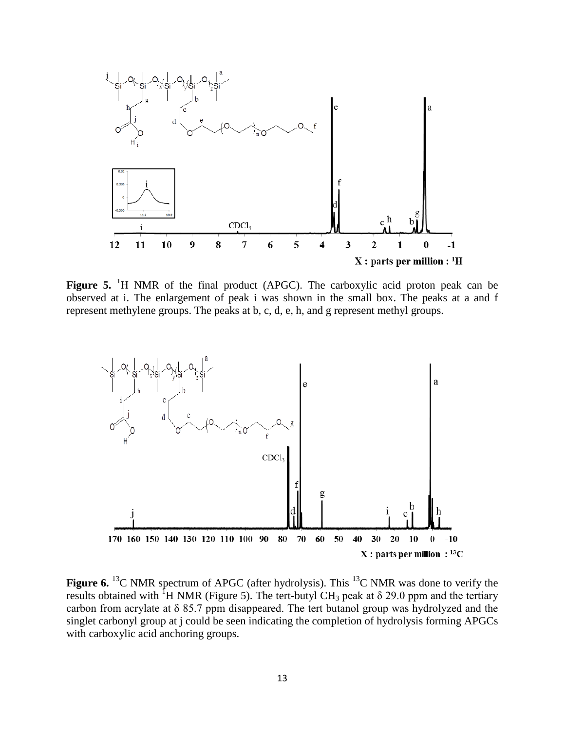**Figure 5.** [1]H NMR of the final product (APGC). The carboxylic acid proton peak can be observed at i. The enlargement of peak i was shown in the small box. The peaks at a and f represent methylene groups. The peaks at b, c, d, e, h, and g represent methyl groups.

**Figure 6.** [13]C NMR spectrum of APGC (after hydrolysis). This [13]C NMR was done to verify the results obtained with [1]H NMR (Figure 5). The tert-butyl $CH_3$ peak at $\delta$ 29.0 ppm and the tertiary carbon from acrylate at $\delta$ 85.7 ppm disappeared. The tert butanol group was hydrolyzed and the singlet carbonyl group at j could be seen indicating the completion of hydrolysis forming APGCs with carboxylic acid anchoring groups.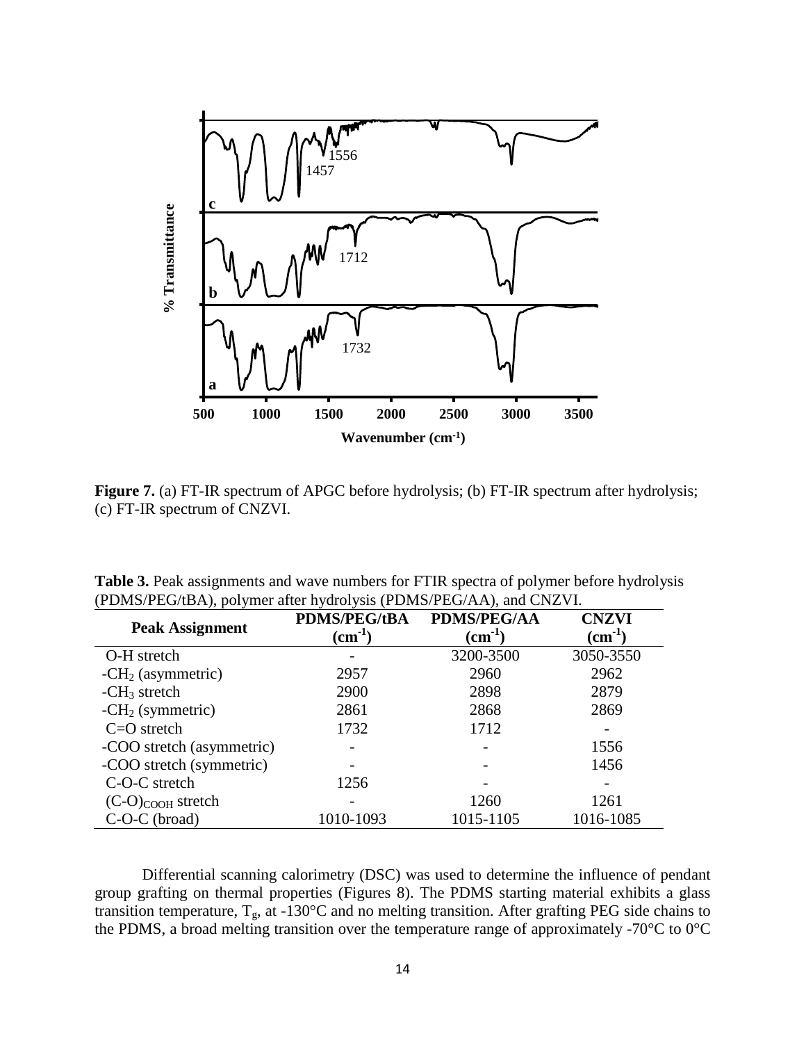**Figure 7.** (a) FT-IR spectrum of APGC before hydrolysis; (b) FT-IR spectrum after hydrolysis; (c) FT-IR spectrum of CNZVI.

**Table 3.** Peak assignments and wave numbers for FTIR spectra of polymer before hydrolysis (PDMS/PEG/tBA), polymer after hydrolysis (PDMS/PEG/AA), and CNZVI.

| Peak Assignment | PDMS/PEG/tBA ($cm^{-1}$) | PDMS/PEG/AA ($cm^{-1}$) | CNZVI ($cm^{-1}$) |
|---|---|---|---|
| O-H stretch | - | 3200-3500 | 3050-3550 |
| $-CH_2$ (asymmetric) | 2957 | 2960 | 2962 |
| $-CH_3$ stretch | 2900 | 2898 | 2879 |
| $-CH_2$ (symmetric) | 2861 | 2868 | 2869 |
| C=O stretch | 1732 | 1712 | - |
| -COO stretch (asymmetric) | - | - | 1556 |
| -COO stretch (symmetric) | - | - | 1456 |
| C-O-C stretch | 1256 | - | - |
| $(C\text{-}O)_{COOH}$ stretch | - | 1260 | 1261 |
| C-O-C (broad) | 1010-1093 | 1015-1105 | 1016-1085 |

Differential scanning calorimetry (DSC) was used to determine the influence of pendant group grafting on thermal properties (Figures 8). The PDMS starting material exhibits a glass transition temperature, $T_g$, at -130°C and no melting transition. After grafting PEG side chains to the PDMS, a broad melting transition over the temperature range of approximately -70°C to 0°C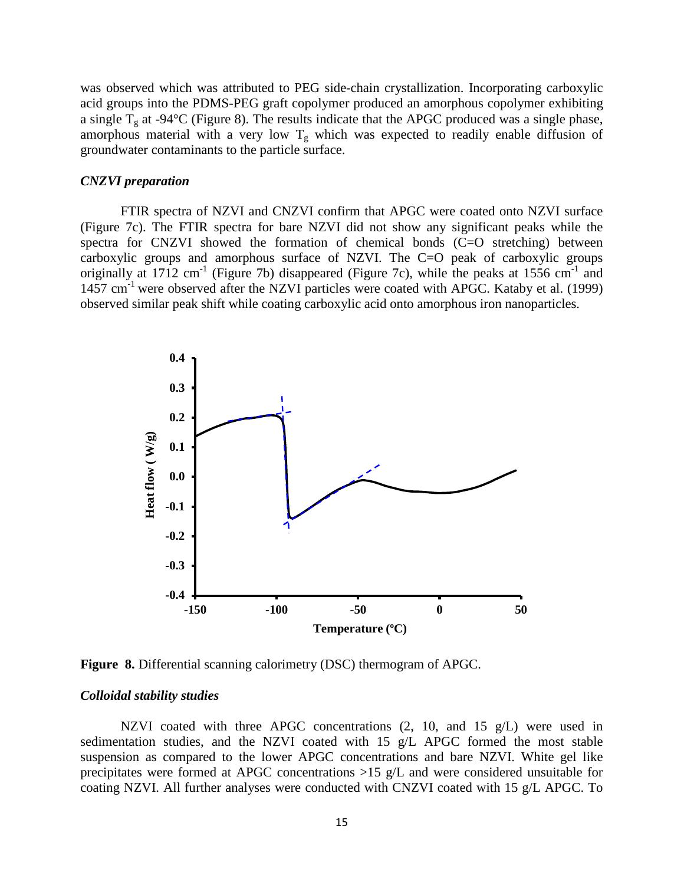was observed which was attributed to PEG side-chain crystallization. Incorporating carboxylic acid groups into the PDMS-PEG graft copolymer produced an amorphous copolymer exhibiting a single $T_g$ at -94°C (Figure 8). The results indicate that the APGC produced was a single phase, amorphous material with a very low $T_g$ which was expected to readily enable diffusion of groundwater contaminants to the particle surface.

### *CNZVI preparation*

FTIR spectra of NZVI and CNZVI confirm that APGC were coated onto NZVI surface (Figure 7c). The FTIR spectra for bare NZVI did not show any significant peaks while the spectra for CNZVI showed the formation of chemical bonds (C=O stretching) between carboxylic groups and amorphous surface of NZVI. The C=O peak of carboxylic groups originally at 1712 $cm^{-1}$ (Figure 7b) disappeared (Figure 7c), while the peaks at 1556 $cm^{-1}$ and 1457 $cm^{-1}$ were observed after the NZVI particles were coated with APGC. Kataby et al. (1999) observed similar peak shift while coating carboxylic acid onto amorphous iron nanoparticles.

**Figure 8.** Differential scanning calorimetry (DSC) thermogram of APGC.

### *Colloidal stability studies*

NZVI coated with three APGC concentrations (2, 10, and 15 g/L) were used in sedimentation studies, and the NZVI coated with 15 g/L APGC formed the most stable suspension as compared to the lower APGC concentrations and bare NZVI. White gel like precipitates were formed at APGC concentrations >15 g/L and were considered unsuitable for coating NZVI. All further analyses were conducted with CNZVI coated with 15 g/L APGC. To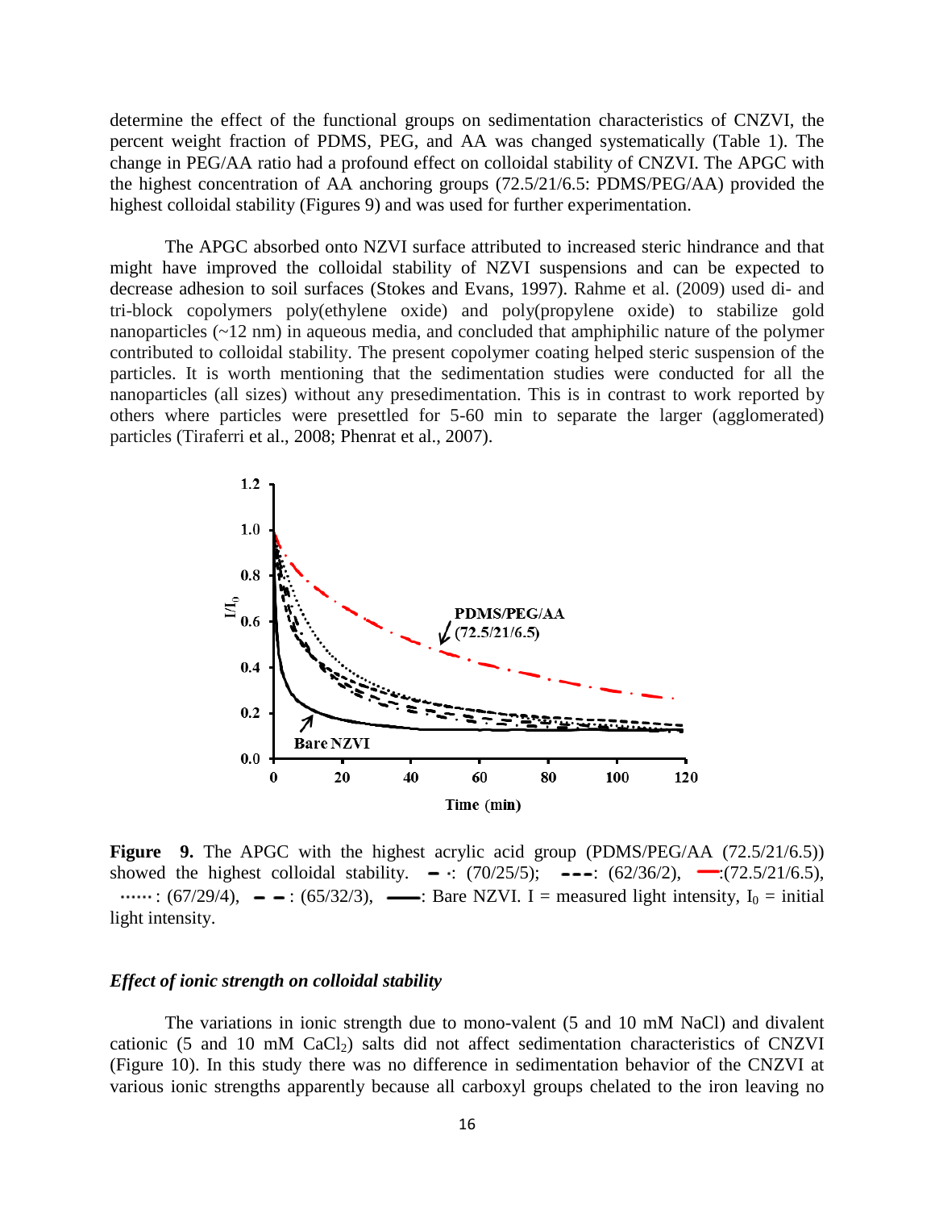determine the effect of the functional groups on sedimentation characteristics of CNZVI, the percent weight fraction of PDMS, PEG, and AA was changed systematically (Table 1). The change in PEG/AA ratio had a profound effect on colloidal stability of CNZVI. The APGC with the highest concentration of AA anchoring groups (72.5/21/6.5: PDMS/PEG/AA) provided the highest colloidal stability (Figures 9) and was used for further experimentation.

The APGC absorbed onto NZVI surface attributed to increased steric hindrance and that might have improved the colloidal stability of NZVI suspensions and can be expected to decrease adhesion to soil surfaces (Stokes and Evans, 1997). Rahme et al. (2009) used di- and tri-block copolymers poly(ethylene oxide) and poly(propylene oxide) to stabilize gold nanoparticles (~12 nm) in aqueous media, and concluded that amphiphilic nature of the polymer contributed to colloidal stability. The present copolymer coating helped steric suspension of the particles. It is worth mentioning that the sedimentation studies were conducted for all the nanoparticles (all sizes) without any presedimentation. This is in contrast to work reported by others where particles were presettled for 5-60 min to separate the larger (agglomerated) particles (Tiraferri et al., 2008; Phenrat et al., 2007).

**Figure 9.** The APGC with the highest acrylic acid group (PDMS/PEG/AA (72.5/21/6.5)) showed the highest colloidal stability. – ·: (70/25/5); - - -: (62/36/2), —:(72.5/21/6.5), ⋯⋯: (67/29/4), – –: (65/32/3), ——: Bare NZVI. I = measured light intensity, $I_0$ = initial light intensity.

### *Effect of ionic strength on colloidal stability*

The variations in ionic strength due to mono-valent (5 and 10 mM NaCl) and divalent cationic (5 and 10 mM $CaCl_2$) salts did not affect sedimentation characteristics of CNZVI (Figure 10). In this study there was no difference in sedimentation behavior of the CNZVI at various ionic strengths apparently because all carboxyl groups chelated to the iron leaving no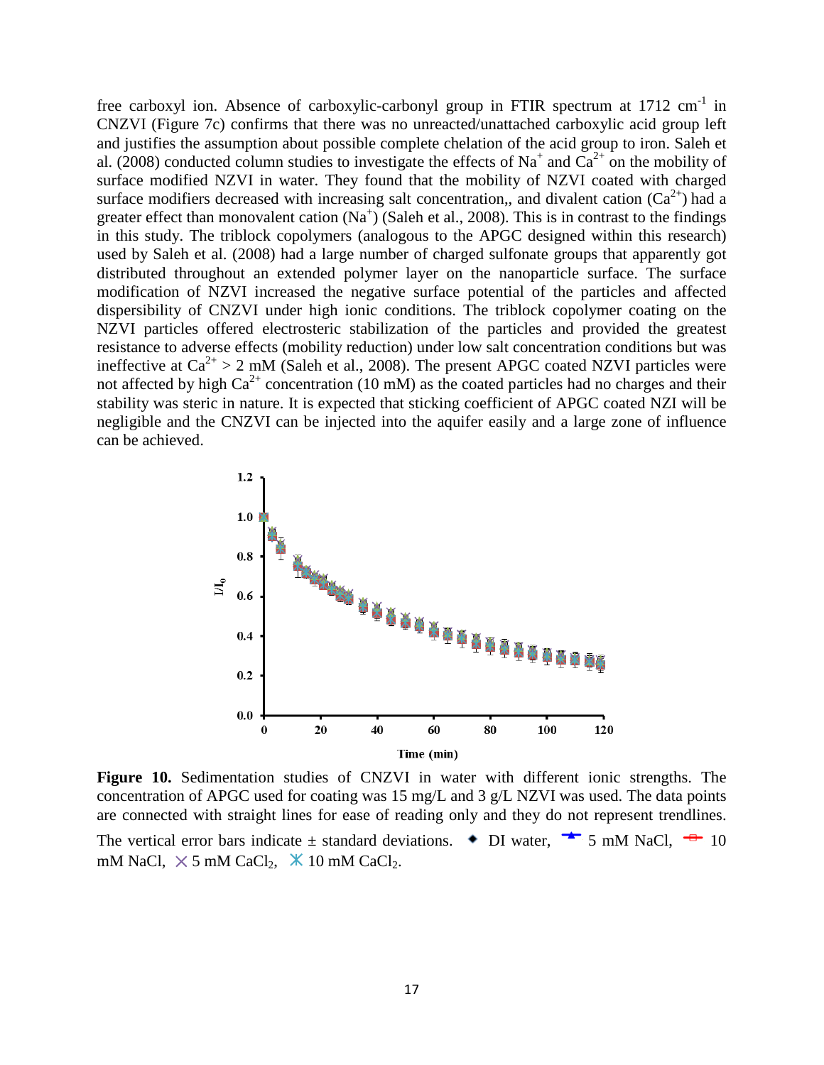free carboxyl ion. Absence of carboxylic-carbonyl group in FTIR spectrum at 1712 $cm^{-1}$ in CNZVI (Figure 7c) confirms that there was no unreacted/unattached carboxylic acid group left and justifies the assumption about possible complete chelation of the acid group to iron. Saleh et al. (2008) conducted column studies to investigate the effects of $Na^+$ and $Ca^{2+}$ on the mobility of surface modified NZVI in water. They found that the mobility of NZVI coated with charged surface modifiers decreased with increasing salt concentration,, and divalent cation ($Ca^{2+}$) had a greater effect than monovalent cation ($Na^+$) (Saleh et al., 2008). This is in contrast to the findings in this study. The triblock copolymers (analogous to the APGC designed within this research) used by Saleh et al. (2008) had a large number of charged sulfonate groups that apparently got distributed throughout an extended polymer layer on the nanoparticle surface. The surface modification of NZVI increased the negative surface potential of the particles and affected dispersibility of CNZVI under high ionic conditions. The triblock copolymer coating on the NZVI particles offered electrosteric stabilization of the particles and provided the greatest resistance to adverse effects (mobility reduction) under low salt concentration conditions but was ineffective at $Ca^{2+} > 2$ mM (Saleh et al., 2008). The present APGC coated NZVI particles were not affected by high $Ca^{2+}$ concentration (10 mM) as the coated particles had no charges and their stability was steric in nature. It is expected that sticking coefficient of APGC coated NZI will be negligible and the CNZVI can be injected into the aquifer easily and a large zone of influence can be achieved.

**Figure 10.** Sedimentation studies of CNZVI in water with different ionic strengths. The concentration of APGC used for coating was 15 mg/L and 3 g/L NZVI was used. The data points are connected with straight lines for ease of reading only and they do not represent trendlines. The vertical error bars indicate ± standard deviations. ◆ DI water, ▲ 5 mM NaCl, ▭ 10 mM NaCl, × 5 mM $CaCl_2$, ✳ 10 mM $CaCl_2$.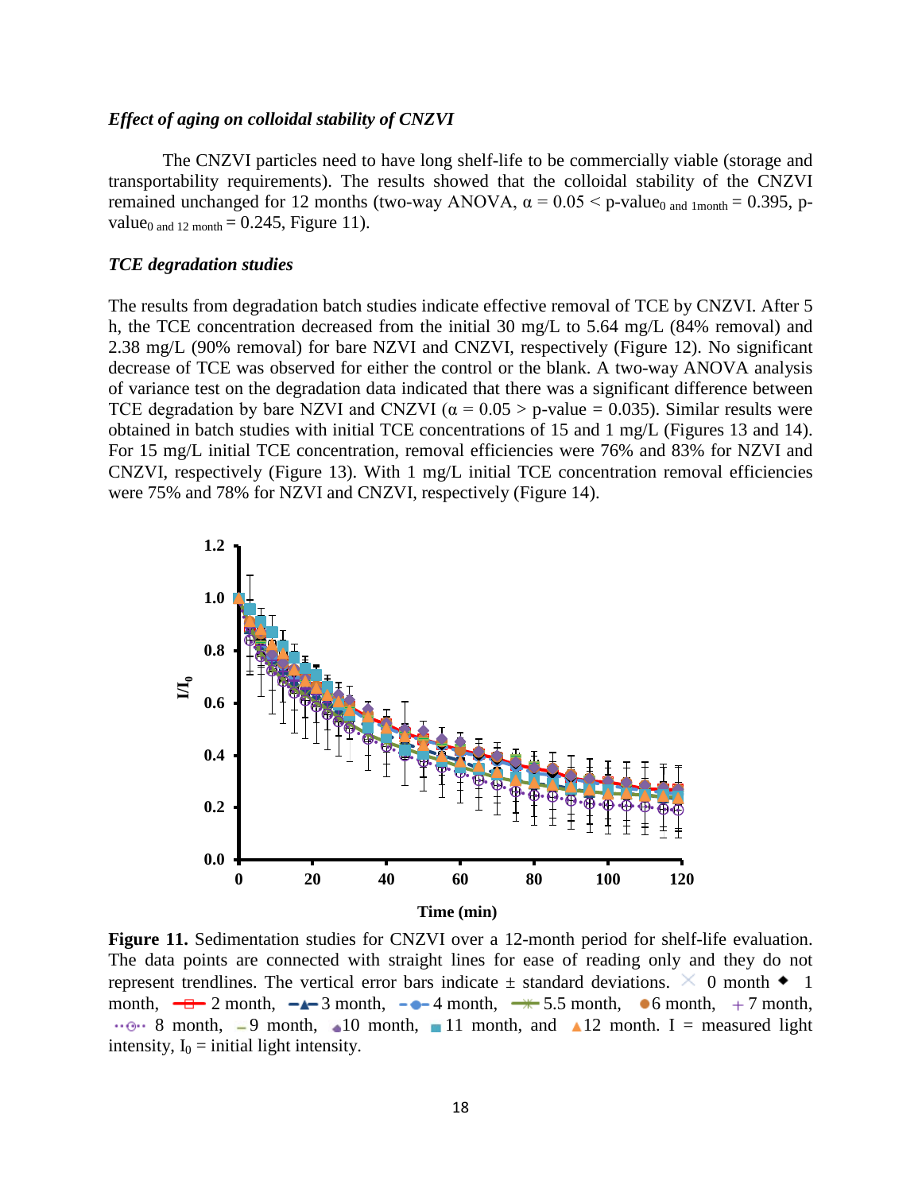### *Effect of aging on colloidal stability of CNZVI*

The CNZVI particles need to have long shelf-life to be commercially viable (storage and transportability requirements). The results showed that the colloidal stability of the CNZVI remained unchanged for 12 months (two-way ANOVA, $\alpha = 0.05 <$ p-value$_{0 \text{ and } 1\text{month}} = 0.395$, p-value$_{0 \text{ and } 12 \text{ month}} = 0.245$, Figure 11).

### *TCE degradation studies*

The results from degradation batch studies indicate effective removal of TCE by CNZVI. After 5 h, the TCE concentration decreased from the initial 30 mg/L to 5.64 mg/L (84% removal) and 2.38 mg/L (90% removal) for bare NZVI and CNZVI, respectively (Figure 12). No significant decrease of TCE was observed for either the control or the blank. A two-way ANOVA analysis of variance test on the degradation data indicated that there was a significant difference between TCE degradation by bare NZVI and CNZVI ($\alpha = 0.05 >$ p-value $= 0.035$). Similar results were obtained in batch studies with initial TCE concentrations of 15 and 1 mg/L (Figures 13 and 14). For 15 mg/L initial TCE concentration, removal efficiencies were 76% and 83% for NZVI and CNZVI, respectively (Figure 13). With 1 mg/L initial TCE concentration removal efficiencies were 75% and 78% for NZVI and CNZVI, respectively (Figure 14).

**Figure 11.** Sedimentation studies for CNZVI over a 12-month period for shelf-life evaluation. The data points are connected with straight lines for ease of reading only and they do not represent trendlines. The vertical error bars indicate ± standard deviations. × 0 month ◆ 1 month, 2 month, 3 month, 4 month, 5.5 month, ● 6 month, + 7 month, 8 month, 9 month, 10 month, ■ 11 month, and ▲ 12 month. I = measured light intensity, $I_0$ = initial light intensity.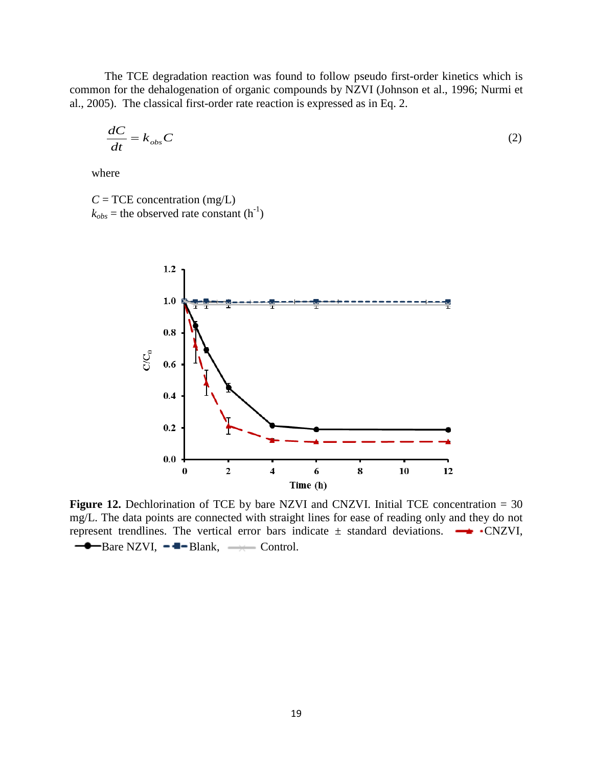The TCE degradation reaction was found to follow pseudo first-order kinetics which is common for the dehalogenation of organic compounds by NZVI (Johnson et al., 1996; Nurmi et al., 2005). The classical first-order rate reaction is expressed as in Eq. 2.

$$\frac{dC}{dt} = k_{obs}C \tag{2}$$

where

$C$ = TCE concentration (mg/L)
$k_{obs}$ = the observed rate constant ($h^{-1}$)

**Figure 12.** Dechlorination of TCE by bare NZVI and CNZVI. Initial TCE concentration = 30 mg/L. The data points are connected with straight lines for ease of reading only and they do not represent trendlines. The vertical error bars indicate ± standard deviations. CNZVI, Bare NZVI, Blank, Control.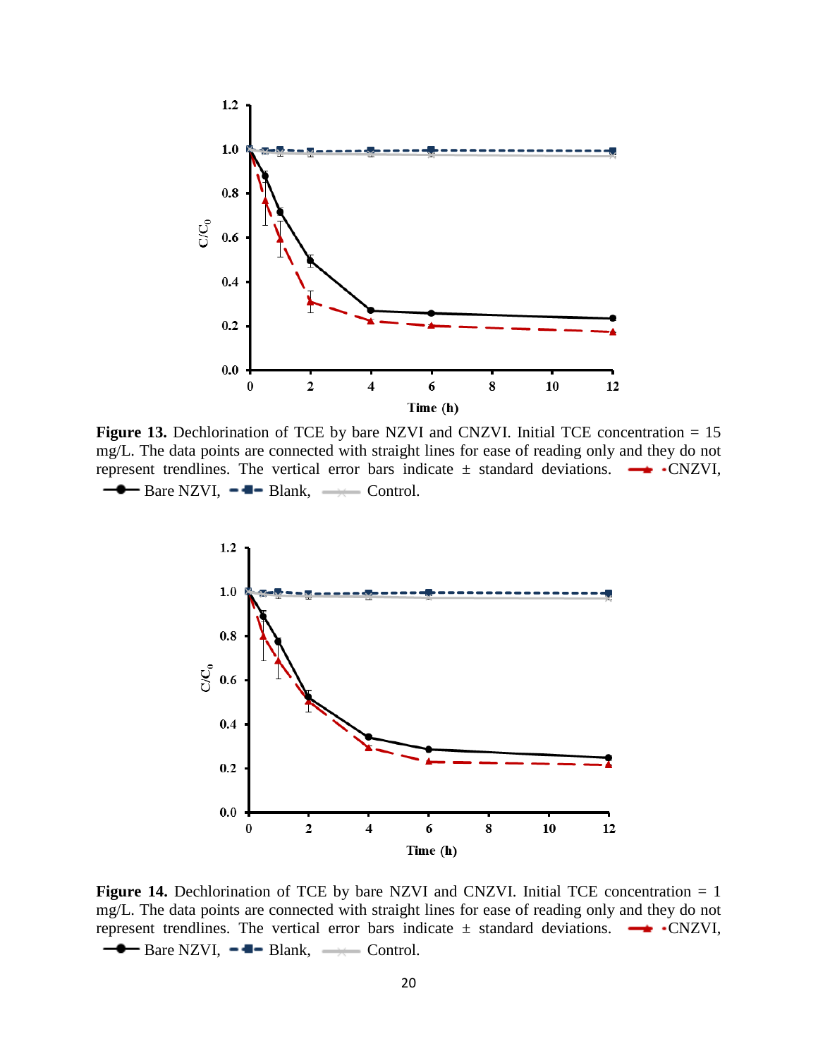**Figure 13.** Dechlorination of TCE by bare NZVI and CNZVI. Initial TCE concentration = 15 mg/L. The data points are connected with straight lines for ease of reading only and they do not represent trendlines. The vertical error bars indicate ± standard deviations. CNZVI, Bare NZVI, Blank, Control.

**Figure 14.** Dechlorination of TCE by bare NZVI and CNZVI. Initial TCE concentration = 1 mg/L. The data points are connected with straight lines for ease of reading only and they do not represent trendlines. The vertical error bars indicate ± standard deviations. CNZVI, Bare NZVI, Blank, Control.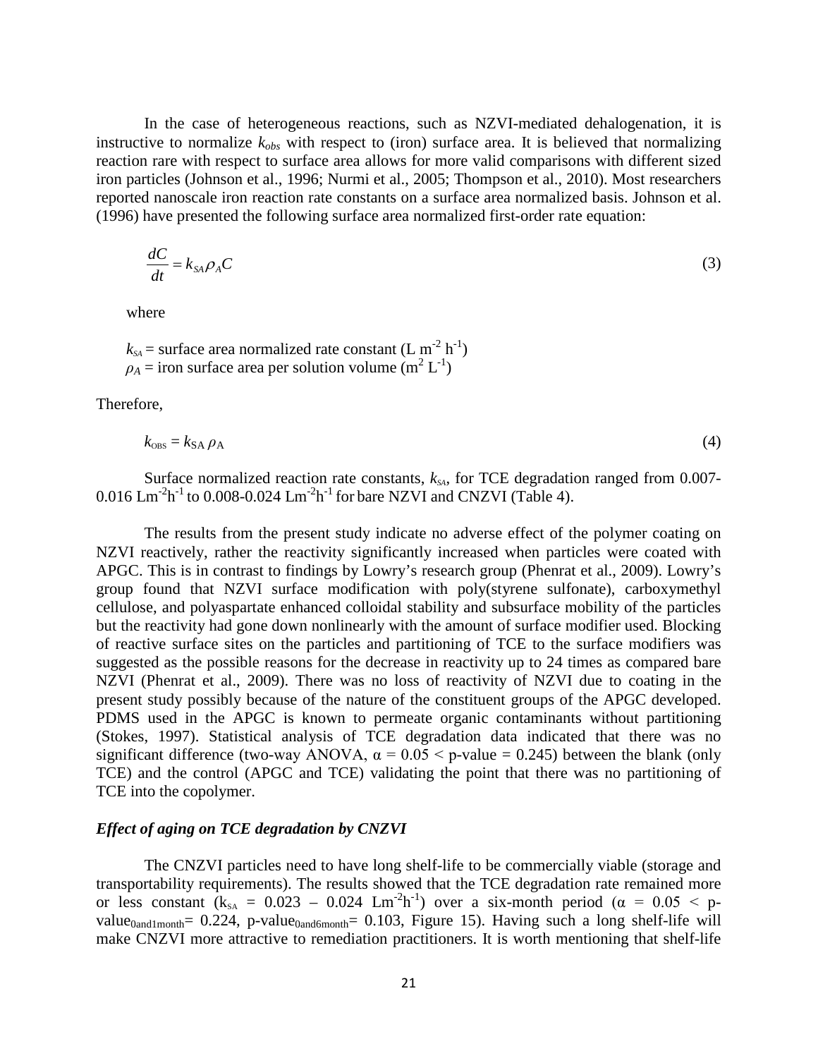In the case of heterogeneous reactions, such as NZVI-mediated dehalogenation, it is instructive to normalize $k_{obs}$ with respect to (iron) surface area. It is believed that normalizing reaction rare with respect to surface area allows for more valid comparisons with different sized iron particles (Johnson et al., 1996; Nurmi et al., 2005; Thompson et al., 2010). Most researchers reported nanoscale iron reaction rate constants on a surface area normalized basis. Johnson et al. (1996) have presented the following surface area normalized first-order rate equation:

$$\frac{dC}{dt} = k_{SA}\rho_A C \tag{3}$$

where

$k_{SA}$ = surface area normalized rate constant (L m$^{-2}$ h$^{-1}$)
$\rho_A$ = iron surface area per solution volume (m$^2$ L$^{-1}$)

Therefore,

$$k_{OBS} = k_{SA}\,\rho_A \tag{4}$$

Surface normalized reaction rate constants, $k_{SA}$, for TCE degradation ranged from 0.007-0.016 Lm$^{-2}$h$^{-1}$ to 0.008-0.024 Lm$^{-2}$h$^{-1}$ for bare NZVI and CNZVI (Table 4).

The results from the present study indicate no adverse effect of the polymer coating on NZVI reactively, rather the reactivity significantly increased when particles were coated with APGC. This is in contrast to findings by Lowry's research group (Phenrat et al., 2009). Lowry's group found that NZVI surface modification with poly(styrene sulfonate), carboxymethyl cellulose, and polyaspartate enhanced colloidal stability and subsurface mobility of the particles but the reactivity had gone down nonlinearly with the amount of surface modifier used. Blocking of reactive surface sites on the particles and partitioning of TCE to the surface modifiers was suggested as the possible reasons for the decrease in reactivity up to 24 times as compared bare NZVI (Phenrat et al., 2009). There was no loss of reactivity of NZVI due to coating in the present study possibly because of the nature of the constituent groups of the APGC developed. PDMS used in the APGC is known to permeate organic contaminants without partitioning (Stokes, 1997). Statistical analysis of TCE degradation data indicated that there was no significant difference (two-way ANOVA, $\alpha = 0.05 <$ p-value = 0.245) between the blank (only TCE) and the control (APGC and TCE) validating the point that there was no partitioning of TCE into the copolymer.

### *Effect of aging on TCE degradation by CNZVI*

The CNZVI particles need to have long shelf-life to be commercially viable (storage and transportability requirements). The results showed that the TCE degradation rate remained more or less constant ($k_{SA}$ = 0.023 – 0.024 Lm$^{-2}$h$^{-1}$) over a six-month period ($\alpha = 0.05 <$ p-value$_{0and1month}$= 0.224, p-value$_{0and6month}$= 0.103, Figure 15). Having such a long shelf-life will make CNZVI more attractive to remediation practitioners. It is worth mentioning that shelf-life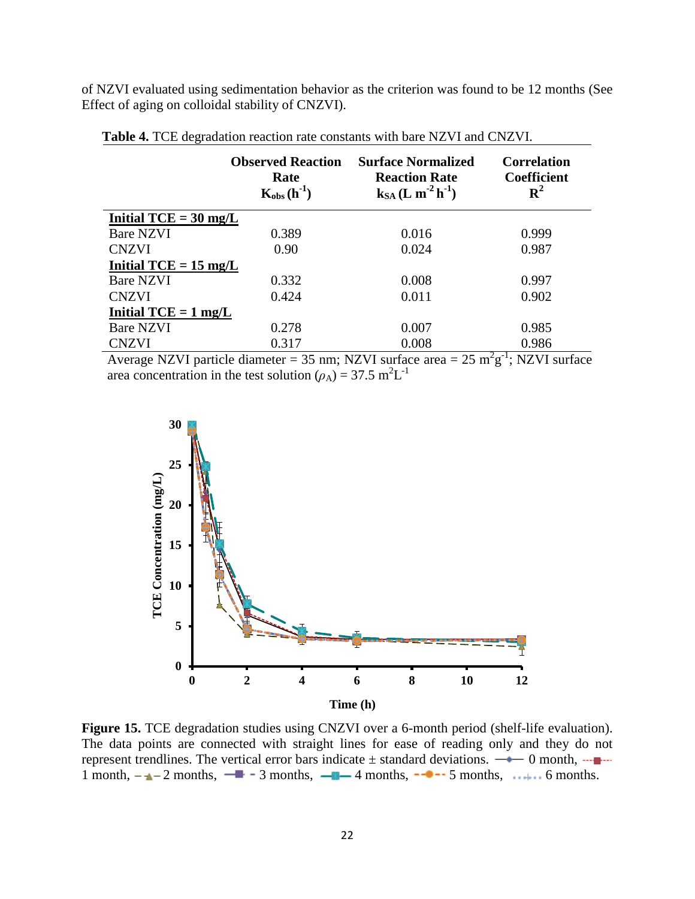of NZVI evaluated using sedimentation behavior as the criterion was found to be 12 months (See Effect of aging on colloidal stability of CNZVI).

**Table 4.** TCE degradation reaction rate constants with bare NZVI and CNZVI.

| | **Observed Reaction Rate $K_{obs}$ ($h^{-1}$)** | **Surface Normalized Reaction Rate $k_{SA}$ ($L\ m^{-2}\ h^{-1}$)** | **Correlation Coefficient $R^2$** |
|---|---|---|---|
| **Initial TCE = 30 mg/L** | | | |
| Bare NZVI | 0.389 | 0.016 | 0.999 |
| CNZVI | 0.90 | 0.024 | 0.987 |
| **Initial TCE = 15 mg/L** | | | |
| Bare NZVI | 0.332 | 0.008 | 0.997 |
| CNZVI | 0.424 | 0.011 | 0.902 |
| **Initial TCE = 1 mg/L** | | | |
| Bare NZVI | 0.278 | 0.007 | 0.985 |
| CNZVI | 0.317 | 0.008 | 0.986 |

Average NZVI particle diameter = 35 nm; NZVI surface area = 25 $m^2g^{-1}$; NZVI surface area concentration in the test solution ($\rho_A$) = 37.5 $m^2L^{-1}$

**Figure 15.** TCE degradation studies using CNZVI over a 6-month period (shelf-life evaluation). The data points are connected with straight lines for ease of reading only and they do not represent trendlines. The vertical error bars indicate ± standard deviations. 0 month, 1 month, 2 months, 3 months, 4 months, 5 months, 6 months.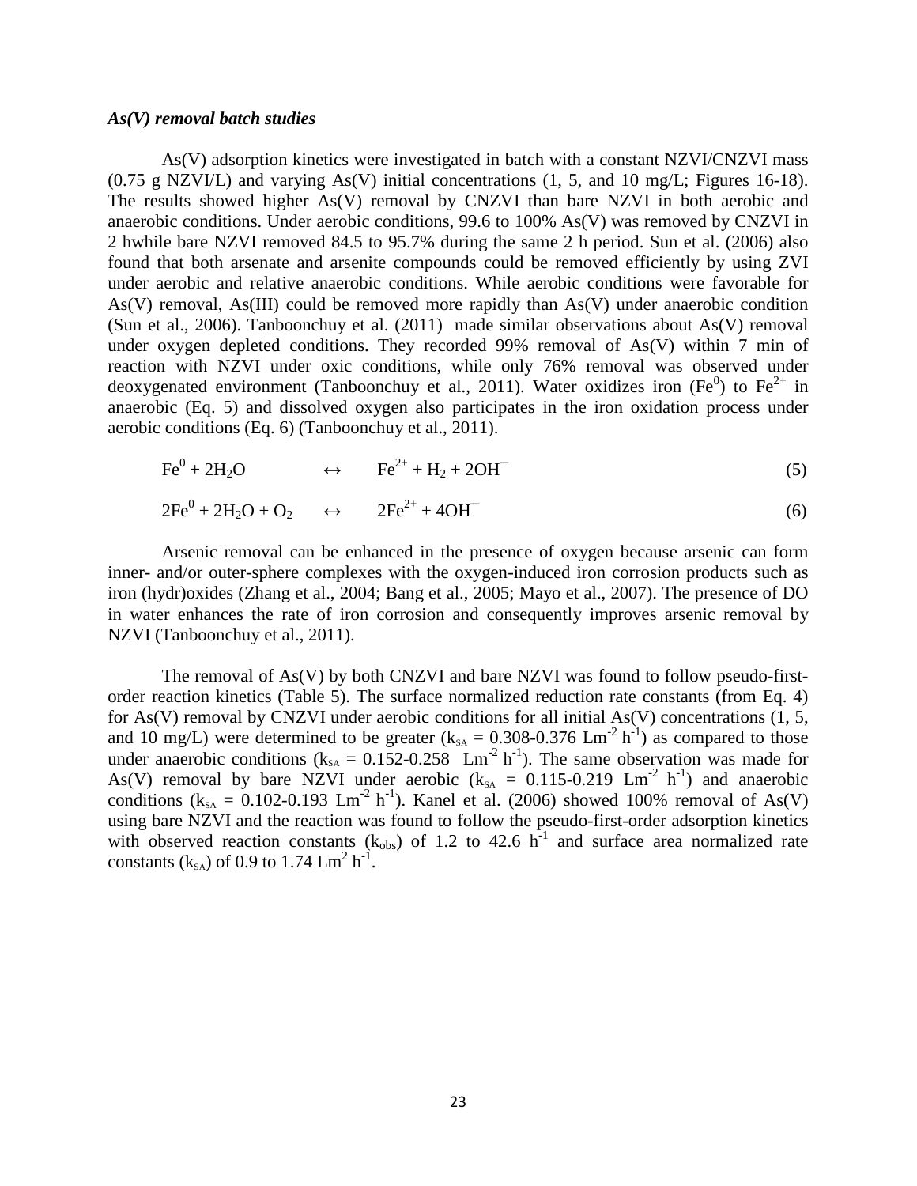### *As(V) removal batch studies*

As(V) adsorption kinetics were investigated in batch with a constant NZVI/CNZVI mass (0.75 g NZVI/L) and varying As(V) initial concentrations (1, 5, and 10 mg/L; Figures 16-18). The results showed higher As(V) removal by CNZVI than bare NZVI in both aerobic and anaerobic conditions. Under aerobic conditions, 99.6 to 100% As(V) was removed by CNZVI in 2 hwhile bare NZVI removed 84.5 to 95.7% during the same 2 h period. Sun et al. (2006) also found that both arsenate and arsenite compounds could be removed efficiently by using ZVI under aerobic and relative anaerobic conditions. While aerobic conditions were favorable for As(V) removal, As(III) could be removed more rapidly than As(V) under anaerobic condition (Sun et al., 2006). Tanboonchuy et al. (2011) made similar observations about As(V) removal under oxygen depleted conditions. They recorded 99% removal of As(V) within 7 min of reaction with NZVI under oxic conditions, while only 76% removal was observed under deoxygenated environment (Tanboonchuy et al., 2011). Water oxidizes iron ($Fe^0$) to $Fe^{2+}$ in anaerobic (Eq. 5) and dissolved oxygen also participates in the iron oxidation process under aerobic conditions (Eq. 6) (Tanboonchuy et al., 2011).

$$Fe^0 + 2H_2O \leftrightarrow Fe^{2+} + H_2 + 2OH^- \quad (5)$$

$$2Fe^0 + 2H_2O + O_2 \leftrightarrow 2Fe^{2+} + 4OH^- \quad (6)$$

Arsenic removal can be enhanced in the presence of oxygen because arsenic can form inner- and/or outer-sphere complexes with the oxygen-induced iron corrosion products such as iron (hydr)oxides (Zhang et al., 2004; Bang et al., 2005; Mayo et al., 2007). The presence of DO in water enhances the rate of iron corrosion and consequently improves arsenic removal by NZVI (Tanboonchuy et al., 2011).

The removal of As(V) by both CNZVI and bare NZVI was found to follow pseudo-first-order reaction kinetics (Table 5). The surface normalized reduction rate constants (from Eq. 4) for As(V) removal by CNZVI under aerobic conditions for all initial As(V) concentrations (1, 5, and 10 mg/L) were determined to be greater ($k_{SA}$ = 0.308-0.376 $Lm^{-2}$ $h^{-1}$) as compared to those under anaerobic conditions ($k_{SA}$ = 0.152-0.258 $Lm^{-2}$ $h^{-1}$). The same observation was made for As(V) removal by bare NZVI under aerobic ($k_{SA}$ = 0.115-0.219 $Lm^{-2}$ $h^{-1}$) and anaerobic conditions ($k_{SA}$ = 0.102-0.193 $Lm^{-2}$ $h^{-1}$). Kanel et al. (2006) showed 100% removal of As(V) using bare NZVI and the reaction was found to follow the pseudo-first-order adsorption kinetics with observed reaction constants ($k_{obs}$) of 1.2 to 42.6 $h^{-1}$ and surface area normalized rate constants ($k_{SA}$) of 0.9 to 1.74 $Lm^2$ $h^{-1}$.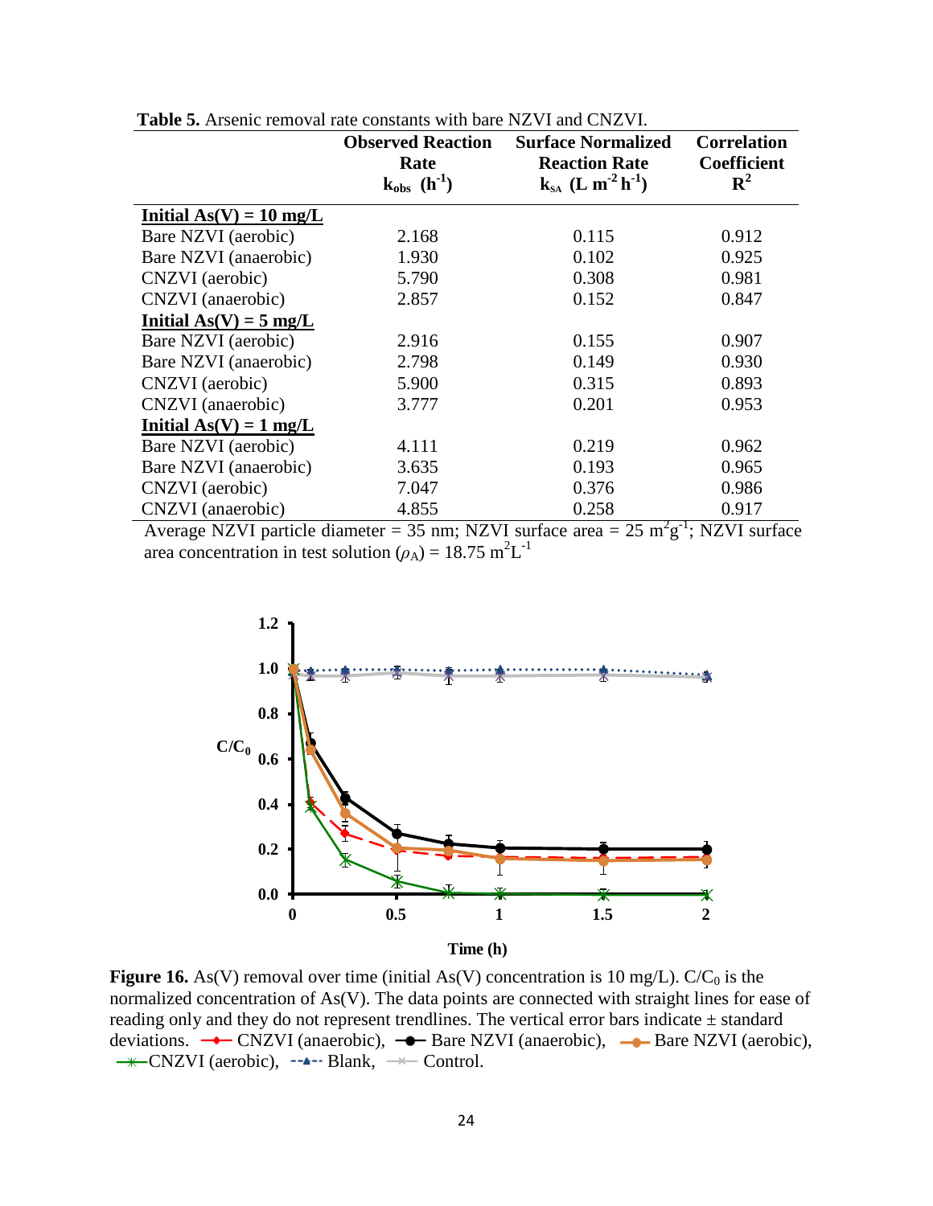**Table 5.** Arsenic removal rate constants with bare NZVI and CNZVI.

| | **Observed Reaction Rate** $k_{obs}$ **($h^{-1}$)** | **Surface Normalized Reaction Rate** $k_{SA}$ **($L\ m^{-2}\ h^{-1}$)** | **Correlation Coefficient** $R^2$ |
|---|---|---|---|
| **Initial As(V) = 10 mg/L** | | | |
| Bare NZVI (aerobic) | 2.168 | 0.115 | 0.912 |
| Bare NZVI (anaerobic) | 1.930 | 0.102 | 0.925 |
| CNZVI (aerobic) | 5.790 | 0.308 | 0.981 |
| CNZVI (anaerobic) | 2.857 | 0.152 | 0.847 |
| **Initial As(V) = 5 mg/L** | | | |
| Bare NZVI (aerobic) | 2.916 | 0.155 | 0.907 |
| Bare NZVI (anaerobic) | 2.798 | 0.149 | 0.930 |
| CNZVI (aerobic) | 5.900 | 0.315 | 0.893 |
| CNZVI (anaerobic) | 3.777 | 0.201 | 0.953 |
| **Initial As(V) = 1 mg/L** | | | |
| Bare NZVI (aerobic) | 4.111 | 0.219 | 0.962 |
| Bare NZVI (anaerobic) | 3.635 | 0.193 | 0.965 |
| CNZVI (aerobic) | 7.047 | 0.376 | 0.986 |
| CNZVI (anaerobic) | 4.855 | 0.258 | 0.917 |

Average NZVI particle diameter = 35 nm; NZVI surface area = 25 $m^2g^{-1}$; NZVI surface area concentration in test solution ($\rho_A$) = 18.75 $m^2L^{-1}$

**Figure 16.** As(V) removal over time (initial As(V) concentration is 10 mg/L). $C/C_0$ is the normalized concentration of As(V). The data points are connected with straight lines for ease of reading only and they do not represent trendlines. The vertical error bars indicate ± standard deviations. CNZVI (anaerobic), Bare NZVI (anaerobic), Bare NZVI (aerobic), CNZVI (aerobic), Blank, Control.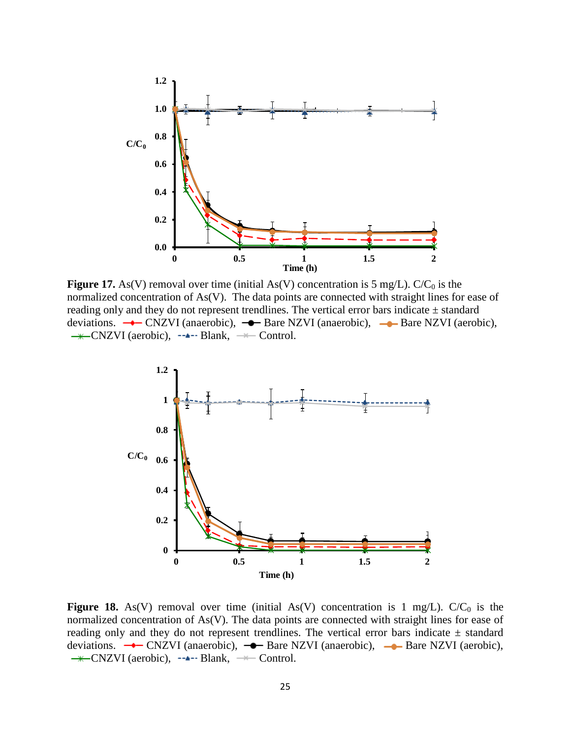**Figure 17.** As(V) removal over time (initial As(V) concentration is 5 mg/L). $C/C_0$ is the normalized concentration of As(V). The data points are connected with straight lines for ease of reading only and they do not represent trendlines. The vertical error bars indicate ± standard deviations. CNZVI (anaerobic), Bare NZVI (anaerobic), Bare NZVI (aerobic), CNZVI (aerobic), Blank, Control.

**Figure 18.** As(V) removal over time (initial As(V) concentration is 1 mg/L). $C/C_0$ is the normalized concentration of As(V). The data points are connected with straight lines for ease of reading only and they do not represent trendlines. The vertical error bars indicate ± standard deviations. CNZVI (anaerobic), Bare NZVI (anaerobic), Bare NZVI (aerobic), CNZVI (aerobic), Blank, Control.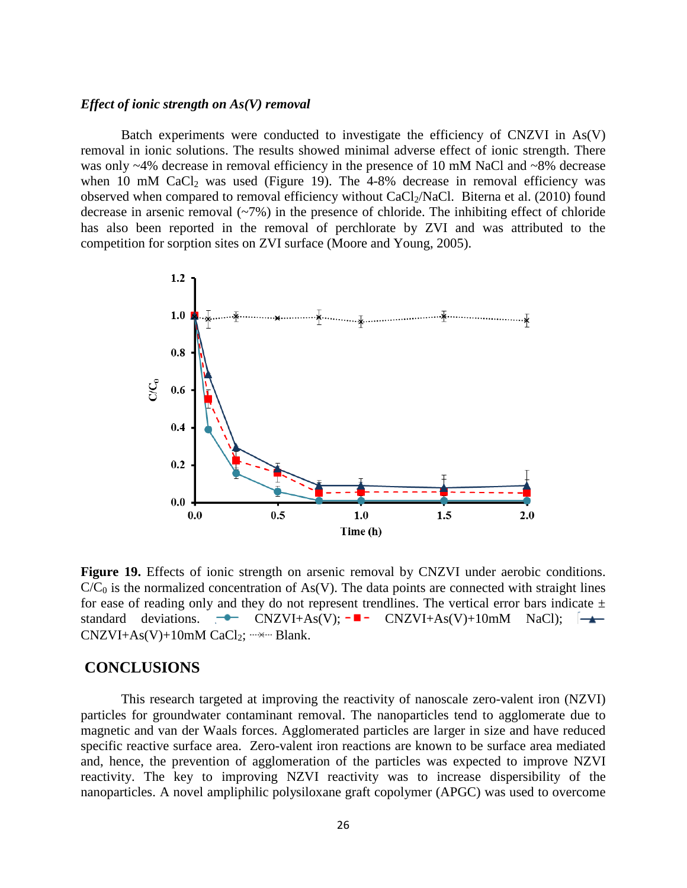### *Effect of ionic strength on As(V) removal*

Batch experiments were conducted to investigate the efficiency of CNZVI in As(V) removal in ionic solutions. The results showed minimal adverse effect of ionic strength. There was only ~4% decrease in removal efficiency in the presence of 10 mM NaCl and ~8% decrease when 10 mM $CaCl_2$ was used (Figure 19). The 4-8% decrease in removal efficiency was observed when compared to removal efficiency without $CaCl_2$/NaCl. Biterna et al. (2010) found decrease in arsenic removal (~7%) in the presence of chloride. The inhibiting effect of chloride has also been reported in the removal of perchlorate by ZVI and was attributed to the competition for sorption sites on ZVI surface (Moore and Young, 2005).

**Figure 19.** Effects of ionic strength on arsenic removal by CNZVI under aerobic conditions. $C/C_0$ is the normalized concentration of As(V). The data points are connected with straight lines for ease of reading only and they do not represent trendlines. The vertical error bars indicate ± standard deviations. CNZVI+As(V); CNZVI+As(V)+10mM NaCl); CNZVI+As(V)+10mM $CaCl_2$; Blank.

## CONCLUSIONS

This research targeted at improving the reactivity of nanoscale zero-valent iron (NZVI) particles for groundwater contaminant removal. The nanoparticles tend to agglomerate due to magnetic and van der Waals forces. Agglomerated particles are larger in size and have reduced specific reactive surface area. Zero-valent iron reactions are known to be surface area mediated and, hence, the prevention of agglomeration of the particles was expected to improve NZVI reactivity. The key to improving NZVI reactivity was to increase dispersibility of the nanoparticles. A novel ampliphilic polysiloxane graft copolymer (APGC) was used to overcome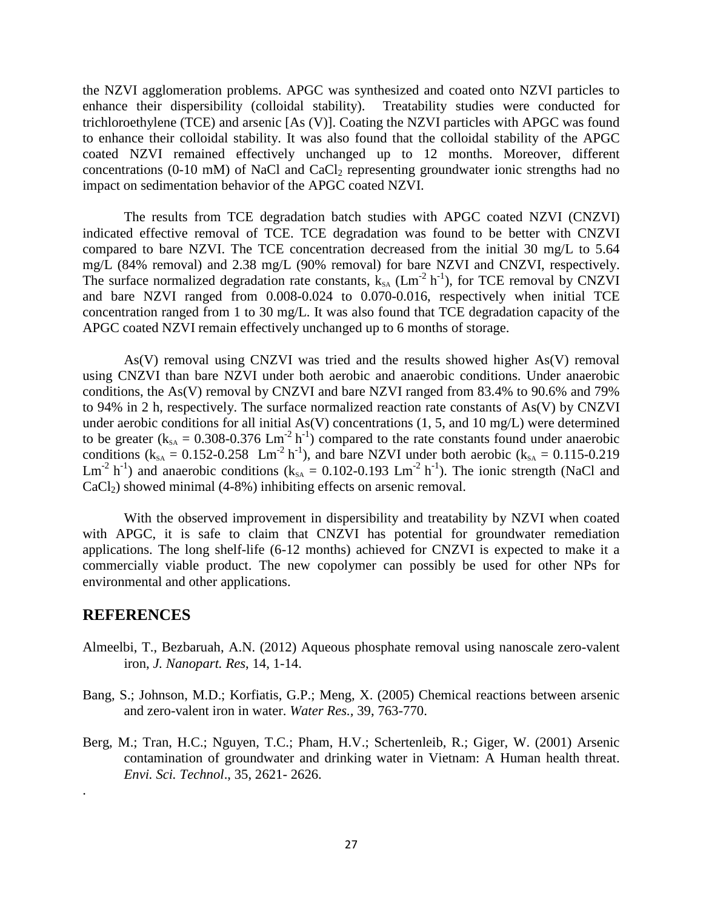the NZVI agglomeration problems. APGC was synthesized and coated onto NZVI particles to enhance their dispersibility (colloidal stability). Treatability studies were conducted for trichloroethylene (TCE) and arsenic [As (V)]. Coating the NZVI particles with APGC was found to enhance their colloidal stability. It was also found that the colloidal stability of the APGC coated NZVI remained effectively unchanged up to 12 months. Moreover, different concentrations (0-10 mM) of NaCl and $CaCl_2$ representing groundwater ionic strengths had no impact on sedimentation behavior of the APGC coated NZVI.

The results from TCE degradation batch studies with APGC coated NZVI (CNZVI) indicated effective removal of TCE. TCE degradation was found to be better with CNZVI compared to bare NZVI. The TCE concentration decreased from the initial 30 mg/L to 5.64 mg/L (84% removal) and 2.38 mg/L (90% removal) for bare NZVI and CNZVI, respectively. The surface normalized degradation rate constants, $k_{SA}$ ($Lm^{-2}\,h^{-1}$), for TCE removal by CNZVI and bare NZVI ranged from 0.008-0.024 to 0.070-0.016, respectively when initial TCE concentration ranged from 1 to 30 mg/L. It was also found that TCE degradation capacity of the APGC coated NZVI remain effectively unchanged up to 6 months of storage.

As(V) removal using CNZVI was tried and the results showed higher As(V) removal using CNZVI than bare NZVI under both aerobic and anaerobic conditions. Under anaerobic conditions, the As(V) removal by CNZVI and bare NZVI ranged from 83.4% to 90.6% and 79% to 94% in 2 h, respectively. The surface normalized reaction rate constants of As(V) by CNZVI under aerobic conditions for all initial As(V) concentrations (1, 5, and 10 mg/L) were determined to be greater ($k_{SA}$ = 0.308-0.376 $Lm^{-2}\,h^{-1}$) compared to the rate constants found under anaerobic conditions ($k_{SA}$ = 0.152-0.258 $Lm^{-2}\,h^{-1}$), and bare NZVI under both aerobic ($k_{SA}$ = 0.115-0.219 $Lm^{-2}\,h^{-1}$) and anaerobic conditions ($k_{SA}$ = 0.102-0.193 $Lm^{-2}\,h^{-1}$). The ionic strength (NaCl and $CaCl_2$) showed minimal (4-8%) inhibiting effects on arsenic removal.

With the observed improvement in dispersibility and treatability by NZVI when coated with APGC, it is safe to claim that CNZVI has potential for groundwater remediation applications. The long shelf-life (6-12 months) achieved for CNZVI is expected to make it a commercially viable product. The new copolymer can possibly be used for other NPs for environmental and other applications.

## REFERENCES

Almeelbi, T., Bezbaruah, A.N. (2012) Aqueous phosphate removal using nanoscale zero-valent iron, *J. Nanopart. Res*, 14, 1-14.

Bang, S.; Johnson, M.D.; Korfiatis, G.P.; Meng, X. (2005) Chemical reactions between arsenic and zero-valent iron in water. *Water Res.*, 39, 763-770.

Berg, M.; Tran, H.C.; Nguyen, T.C.; Pham, H.V.; Schertenleib, R.; Giger, W. (2001) Arsenic contamination of groundwater and drinking water in Vietnam: A Human health threat. *Envi. Sci. Technol*., 35, 2621- 2626.

.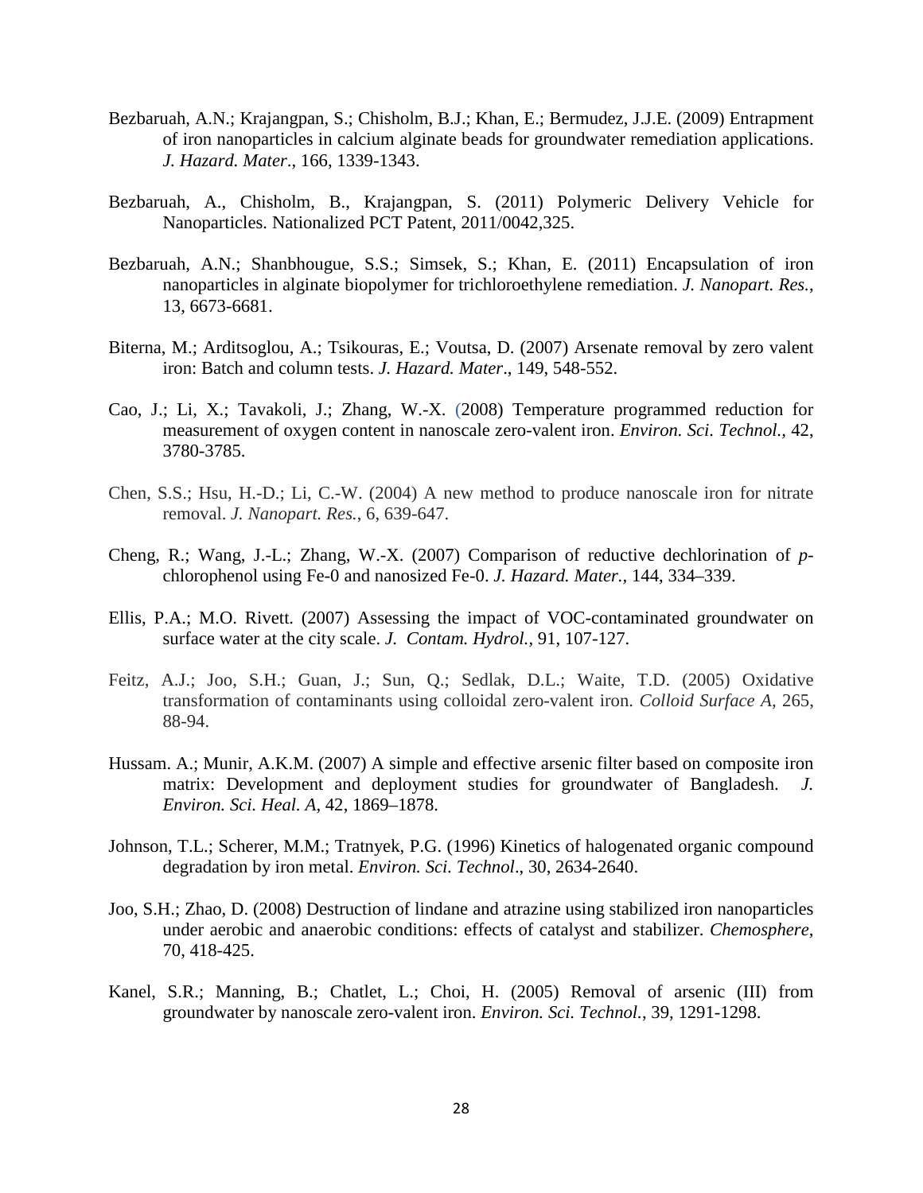Bezbaruah, A.N.; Krajangpan, S.; Chisholm, B.J.; Khan, E.; Bermudez, J.J.E. (2009) Entrapment of iron nanoparticles in calcium alginate beads for groundwater remediation applications. *J. Hazard. Mater*., 166, 1339-1343.

Bezbaruah, A., Chisholm, B., Krajangpan, S. (2011) Polymeric Delivery Vehicle for Nanoparticles. Nationalized PCT Patent, 2011/0042,325.

Bezbaruah, A.N.; Shanbhougue, S.S.; Simsek, S.; Khan, E. (2011) Encapsulation of iron nanoparticles in alginate biopolymer for trichloroethylene remediation. *J. Nanopart. Res.*, 13, 6673-6681.

Biterna, M.; Arditsoglou, A.; Tsikouras, E.; Voutsa, D. (2007) Arsenate removal by zero valent iron: Batch and column tests. *J. Hazard. Mater*., 149, 548-552.

Cao, J.; Li, X.; Tavakoli, J.; Zhang, W.-X. (2008) Temperature programmed reduction for measurement of oxygen content in nanoscale zero-valent iron. *Environ. Sci. Technol.*, 42, 3780-3785.

Chen, S.S.; Hsu, H.-D.; Li, C.-W. (2004) A new method to produce nanoscale iron for nitrate removal. *J. Nanopart. Res.*, 6, 639-647.

Cheng, R.; Wang, J.-L.; Zhang, W.-X. (2007) Comparison of reductive dechlorination of *p*-chlorophenol using Fe-0 and nanosized Fe-0. *J. Hazard. Mater.*, 144, 334–339.

Ellis, P.A.; M.O. Rivett. (2007) Assessing the impact of VOC-contaminated groundwater on surface water at the city scale. *J. Contam. Hydrol.*, 91, 107-127.

Feitz, A.J.; Joo, S.H.; Guan, J.; Sun, Q.; Sedlak, D.L.; Waite, T.D. (2005) Oxidative transformation of contaminants using colloidal zero-valent iron. *Colloid Surface A*, 265, 88-94.

Hussam. A.; Munir, A.K.M. (2007) A simple and effective arsenic filter based on composite iron matrix: Development and deployment studies for groundwater of Bangladesh. *J. Environ. Sci. Heal. A*, 42, 1869–1878.

Johnson, T.L.; Scherer, M.M.; Tratnyek, P.G. (1996) Kinetics of halogenated organic compound degradation by iron metal. *Environ. Sci. Technol*., 30, 2634-2640.

Joo, S.H.; Zhao, D. (2008) Destruction of lindane and atrazine using stabilized iron nanoparticles under aerobic and anaerobic conditions: effects of catalyst and stabilizer. *Chemosphere*, 70, 418-425.

Kanel, S.R.; Manning, B.; Chatlet, L.; Choi, H. (2005) Removal of arsenic (III) from groundwater by nanoscale zero-valent iron. *Environ. Sci. Technol.*, 39, 1291-1298.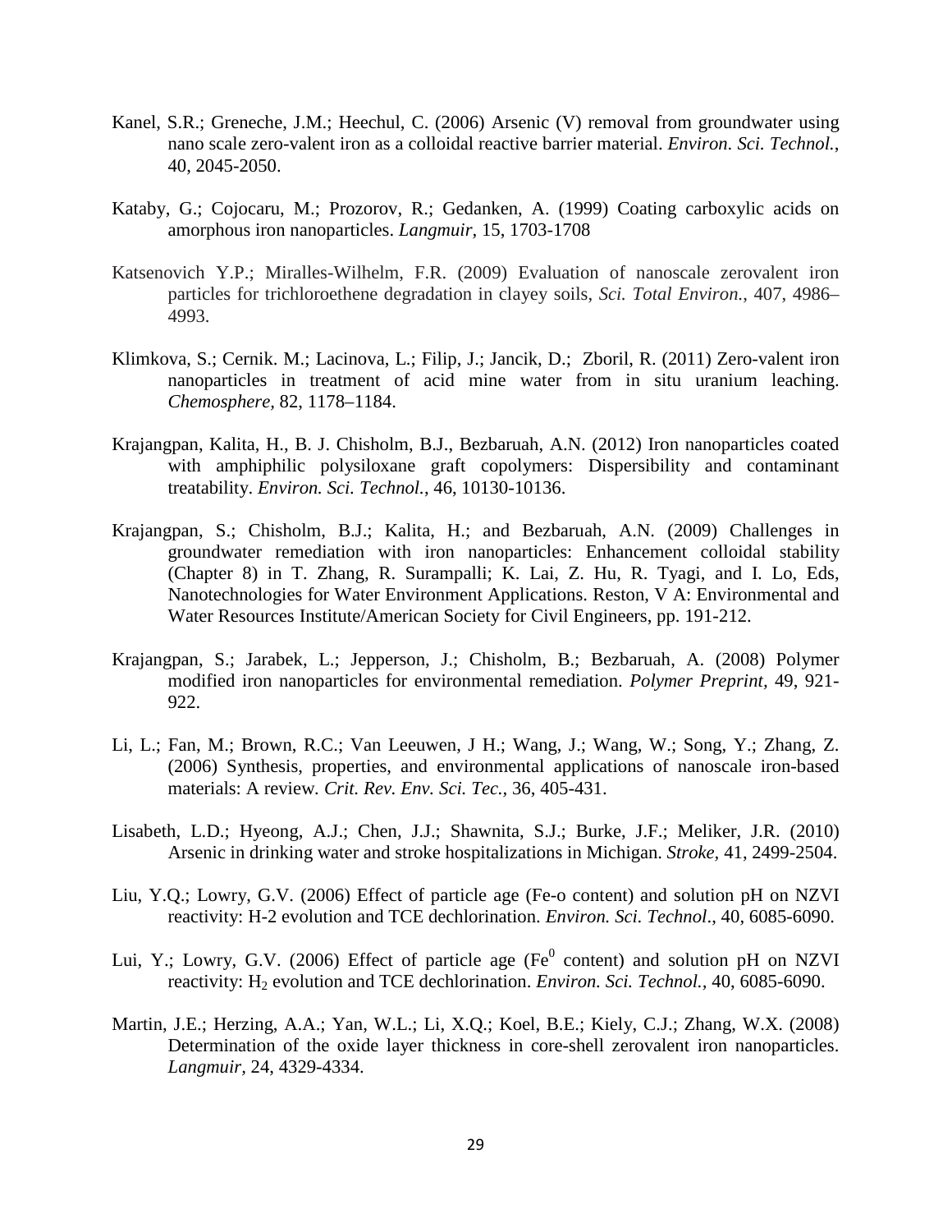Kanel, S.R.; Greneche, J.M.; Heechul, C. (2006) Arsenic (V) removal from groundwater using nano scale zero-valent iron as a colloidal reactive barrier material. *Environ. Sci. Technol.*, 40, 2045-2050.

Kataby, G.; Cojocaru, M.; Prozorov, R.; Gedanken, A. (1999) Coating carboxylic acids on amorphous iron nanoparticles. *Langmuir*, 15, 1703-1708

Katsenovich Y.P.; Miralles-Wilhelm, F.R. (2009) Evaluation of nanoscale zerovalent iron particles for trichloroethene degradation in clayey soils, *Sci. Total Environ.*, 407, 4986–4993.

Klimkova, S.; Cernik. M.; Lacinova, L.; Filip, J.; Jancik, D.; Zboril, R. (2011) Zero-valent iron nanoparticles in treatment of acid mine water from in situ uranium leaching. *Chemosphere,* 82, 1178–1184.

Krajangpan, Kalita, H., B. J. Chisholm, B.J., Bezbaruah, A.N. (2012) Iron nanoparticles coated with amphiphilic polysiloxane graft copolymers: Dispersibility and contaminant treatability. *Environ. Sci. Technol.*, 46, 10130-10136.

Krajangpan, S.; Chisholm, B.J.; Kalita, H.; and Bezbaruah, A.N. (2009) Challenges in groundwater remediation with iron nanoparticles: Enhancement colloidal stability (Chapter 8) in T. Zhang, R. Surampalli; K. Lai, Z. Hu, R. Tyagi, and I. Lo, Eds, Nanotechnologies for Water Environment Applications. Reston, V A: Environmental and Water Resources Institute/American Society for Civil Engineers, pp. 191-212.

Krajangpan, S.; Jarabek, L.; Jepperson, J.; Chisholm, B.; Bezbaruah, A. (2008) Polymer modified iron nanoparticles for environmental remediation. *Polymer Preprint,* 49, 921-922.

Li, L.; Fan, M.; Brown, R.C.; Van Leeuwen, J H.; Wang, J.; Wang, W.; Song, Y.; Zhang, Z. (2006) Synthesis, properties, and environmental applications of nanoscale iron-based materials: A review. *Crit. Rev. Env. Sci. Tec.*, 36, 405-431.

Lisabeth, L.D.; Hyeong, A.J.; Chen, J.J.; Shawnita, S.J.; Burke, J.F.; Meliker, J.R. (2010) Arsenic in drinking water and stroke hospitalizations in Michigan. *Stroke,* 41, 2499-2504.

Liu, Y.Q.; Lowry, G.V. (2006) Effect of particle age (Fe-o content) and solution pH on NZVI reactivity: H-2 evolution and TCE dechlorination. *Environ. Sci. Technol*., 40, 6085-6090.

Lui, Y.; Lowry, G.V. (2006) Effect of particle age ($Fe^0$ content) and solution pH on NZVI reactivity: $H_2$ evolution and TCE dechlorination. *Environ. Sci. Technol.*, 40, 6085-6090.

Martin, J.E.; Herzing, A.A.; Yan, W.L.; Li, X.Q.; Koel, B.E.; Kiely, C.J.; Zhang, W.X. (2008) Determination of the oxide layer thickness in core-shell zerovalent iron nanoparticles. *Langmuir*, 24, 4329-4334.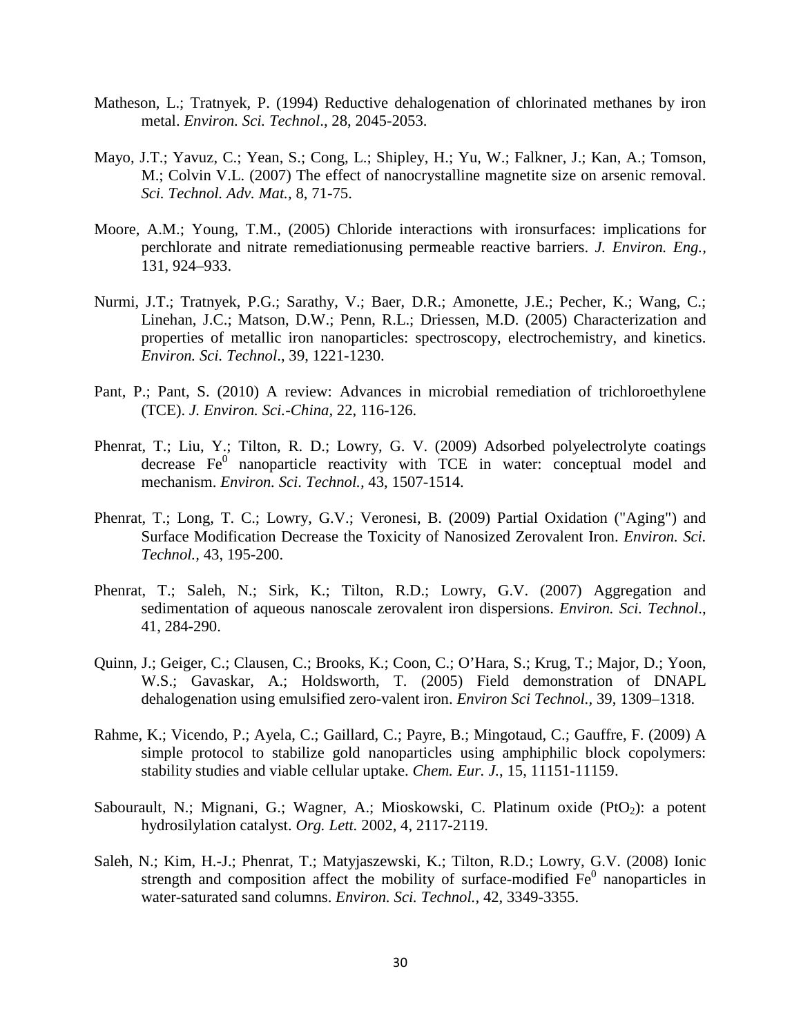Matheson, L.; Tratnyek, P. (1994) Reductive dehalogenation of chlorinated methanes by iron metal. *Environ. Sci. Technol*., 28, 2045-2053.

Mayo, J.T.; Yavuz, C.; Yean, S.; Cong, L.; Shipley, H.; Yu, W.; Falkner, J.; Kan, A.; Tomson, M.; Colvin V.L. (2007) The effect of nanocrystalline magnetite size on arsenic removal. *Sci. Technol. Adv. Mat.,* 8, 71-75.

Moore, A.M.; Young, T.M., (2005) Chloride interactions with ironsurfaces: implications for perchlorate and nitrate remediationusing permeable reactive barriers. *J. Environ. Eng.*, 131, 924–933.

Nurmi, J.T.; Tratnyek, P.G.; Sarathy, V.; Baer, D.R.; Amonette, J.E.; Pecher, K.; Wang, C.; Linehan, J.C.; Matson, D.W.; Penn, R.L.; Driessen, M.D. (2005) Characterization and properties of metallic iron nanoparticles: spectroscopy, electrochemistry, and kinetics. *Environ. Sci. Technol*., 39, 1221-1230.

Pant, P.; Pant, S. (2010) A review: Advances in microbial remediation of trichloroethylene (TCE). *J. Environ. Sci.-China,* 22, 116-126.

Phenrat, T.; Liu, Y.; Tilton, R. D.; Lowry, G. V. (2009) Adsorbed polyelectrolyte coatings decrease $Fe^0$ nanoparticle reactivity with TCE in water: conceptual model and mechanism. *Environ. Sci. Technol.,* 43, 1507-1514.

Phenrat, T.; Long, T. C.; Lowry, G.V.; Veronesi, B. (2009) Partial Oxidation ("Aging") and Surface Modification Decrease the Toxicity of Nanosized Zerovalent Iron. *Environ. Sci. Technol.,* 43, 195-200.

Phenrat, T.; Saleh, N.; Sirk, K.; Tilton, R.D.; Lowry, G.V. (2007) Aggregation and sedimentation of aqueous nanoscale zerovalent iron dispersions. *Environ. Sci. Technol*., 41, 284-290.

Quinn, J.; Geiger, C.; Clausen, C.; Brooks, K.; Coon, C.; O'Hara, S.; Krug, T.; Major, D.; Yoon, W.S.; Gavaskar, A.; Holdsworth, T. (2005) Field demonstration of DNAPL dehalogenation using emulsified zero-valent iron. *Environ Sci Technol.,* 39, 1309–1318.

Rahme, K.; Vicendo, P.; Ayela, C.; Gaillard, C.; Payre, B.; Mingotaud, C.; Gauffre, F. (2009) A simple protocol to stabilize gold nanoparticles using amphiphilic block copolymers: stability studies and viable cellular uptake. *Chem. Eur. J.,* 15, 11151-11159.

Sabourault, N.; Mignani, G.; Wagner, A.; Mioskowski, C. Platinum oxide ($PtO_2$): a potent hydrosilylation catalyst. *Org. Lett.* 2002, 4, 2117-2119.

Saleh, N.; Kim, H.-J.; Phenrat, T.; Matyjaszewski, K.; Tilton, R.D.; Lowry, G.V. (2008) Ionic strength and composition affect the mobility of surface-modified $Fe^0$ nanoparticles in water-saturated sand columns. *Environ. Sci. Technol.,* 42, 3349-3355.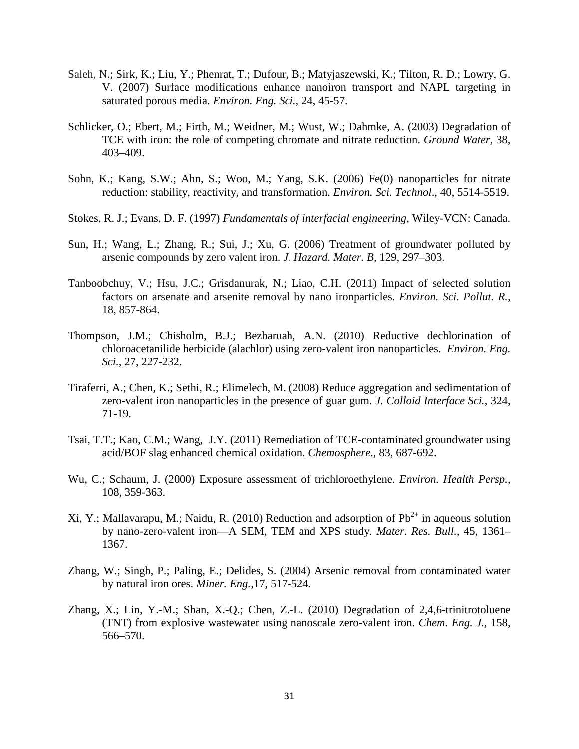Saleh, N.; Sirk, K.; Liu, Y.; Phenrat, T.; Dufour, B.; Matyjaszewski, K.; Tilton, R. D.; Lowry, G. V. (2007) Surface modifications enhance nanoiron transport and NAPL targeting in saturated porous media. *Environ. Eng. Sci.,* 24, 45-57.

Schlicker, O.; Ebert, M.; Firth, M.; Weidner, M.; Wust, W.; Dahmke, A. (2003) Degradation of TCE with iron: the role of competing chromate and nitrate reduction. *Ground Water*, 38, 403–409.

Sohn, K.; Kang, S.W.; Ahn, S.; Woo, M.; Yang, S.K. (2006) Fe(0) nanoparticles for nitrate reduction: stability, reactivity, and transformation. *Environ. Sci. Technol*., 40, 5514-5519.

Stokes, R. J.; Evans, D. F. (1997) *Fundamentals of interfacial engineering*, Wiley-VCN: Canada.

Sun, H.; Wang, L.; Zhang, R.; Sui, J.; Xu, G. (2006) Treatment of groundwater polluted by arsenic compounds by zero valent iron. *J. Hazard. Mater. B,* 129, 297–303.

Tanboobchuy, V.; Hsu, J.C.; Grisdanurak, N.; Liao, C.H. (2011) Impact of selected solution factors on arsenate and arsenite removal by nano ironparticles. *Environ. Sci. Pollut. R.,* 18, 857-864.

Thompson, J.M.; Chisholm, B.J.; Bezbaruah, A.N. (2010) Reductive dechlorination of chloroacetanilide herbicide (alachlor) using zero-valent iron nanoparticles. *Environ. Eng. Sci.*, 27, 227-232.

Tiraferri, A.; Chen, K.; Sethi, R.; Elimelech, M. (2008) Reduce aggregation and sedimentation of zero-valent iron nanoparticles in the presence of guar gum. *J. Colloid Interface Sci.*, 324, 71-19.

Tsai, T.T.; Kao, C.M.; Wang, J.Y. (2011) Remediation of TCE-contaminated groundwater using acid/BOF slag enhanced chemical oxidation. *Chemosphere*., 83, 687-692.

Wu, C.; Schaum, J. (2000) Exposure assessment of trichloroethylene. *Environ. Health Persp.*, 108, 359-363.

Xi, Y.; Mallavarapu, M.; Naidu, R. (2010) Reduction and adsorption of $Pb^{2+}$ in aqueous solution by nano-zero-valent iron—A SEM, TEM and XPS study. *Mater. Res. Bull.*, 45, 1361–1367.

Zhang, W.; Singh, P.; Paling, E.; Delides, S. (2004) Arsenic removal from contaminated water by natural iron ores. *Miner. Eng.,*17, 517-524.

Zhang, X.; Lin, Y.-M.; Shan, X.-Q.; Chen, Z.-L. (2010) Degradation of 2,4,6-trinitrotoluene (TNT) from explosive wastewater using nanoscale zero-valent iron. *Chem. Eng. J.*, 158, 566–570.